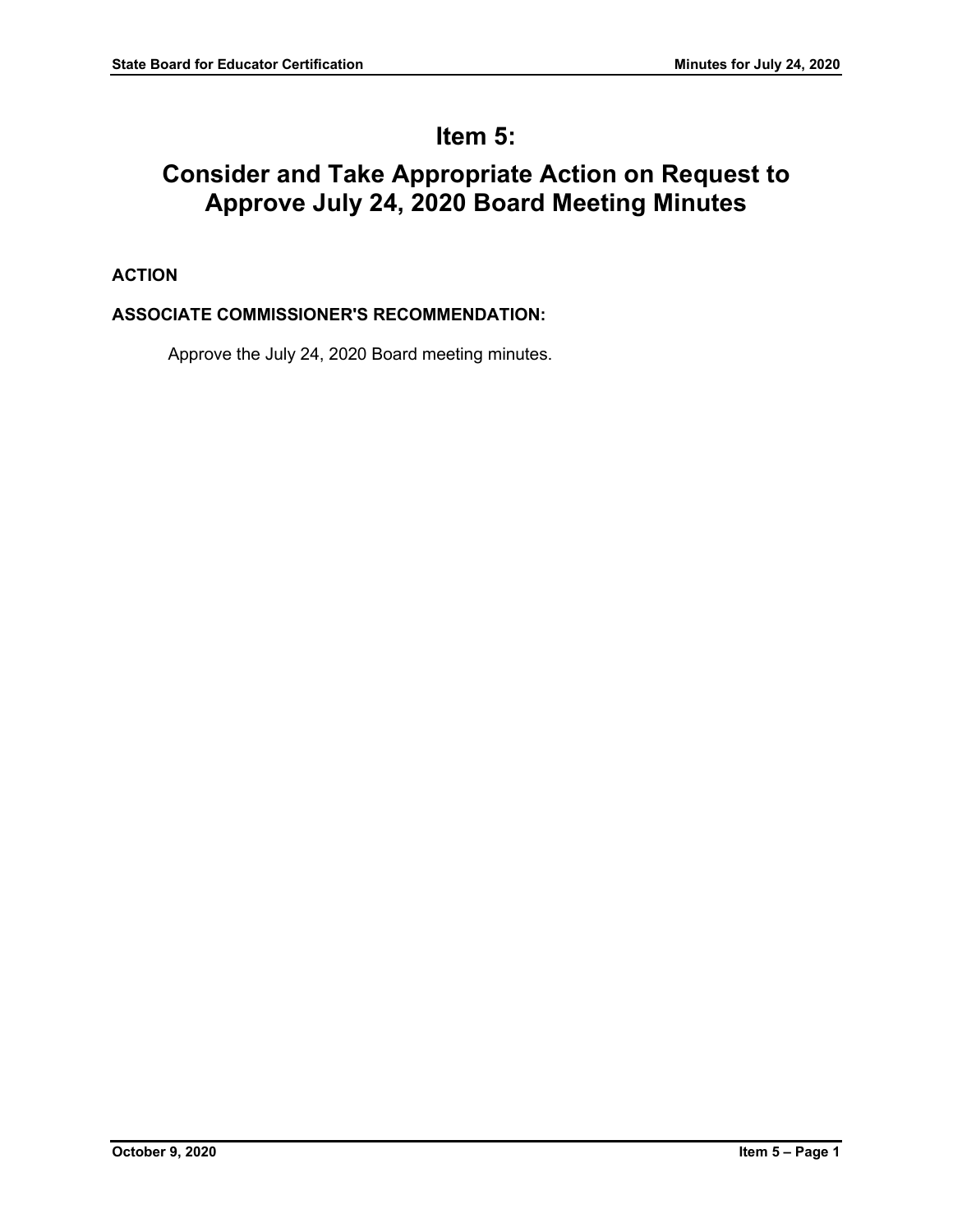# Item 5:

# Consider and Take Appropriate Action on Request to Approve July 24, 2020 Board Meeting Minutes

**ACTION**

**ASSOCIATE COMMISSIONER'S RECOMMENDATION:**

Approve the July 24, 2020 Board meeting minutes.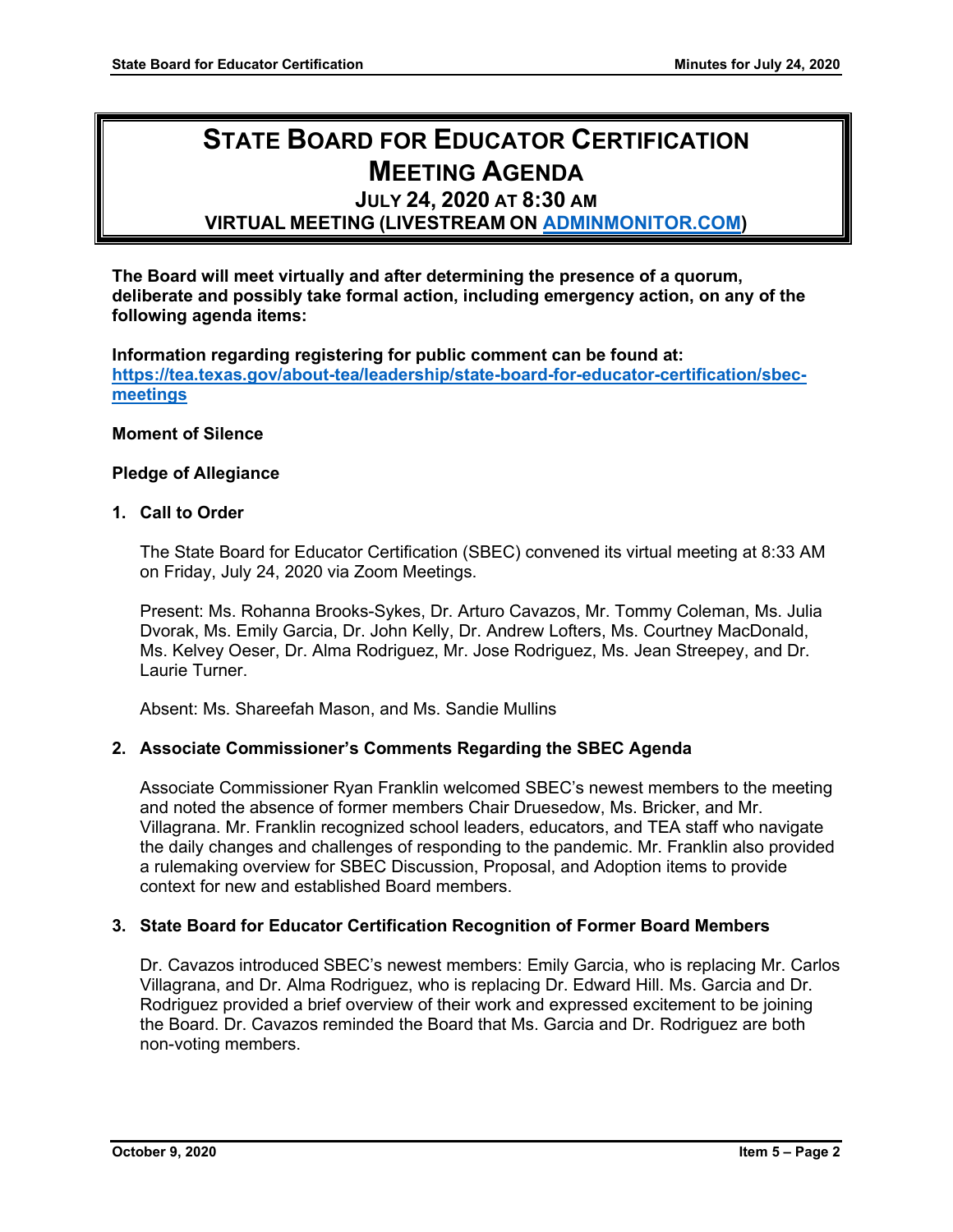# STATE BOARD FOR EDUCATOR CERTIFICATION MEETING AGENDA

## JULY 24, 2020 AT 8:30 AM

## VIRTUAL MEETING (LIVESTREAM ON [ADMINMONITOR.COM](ADMINMONITOR.COM))

**The Board will meet virtually and after determining the presence of a quorum, deliberate and possibly take formal action, including emergency action, on any of the following agenda items:**

**Information regarding registering for public comment can be found at: [https://tea.texas.gov/about-tea/leadership/state-board-for-educator-certification/sbec-meetings](https://tea.texas.gov/about-tea/leadership/state-board-for-educator-certification/sbec-meetings)**

**Moment of Silence**

**Pledge of Allegiance**

**1. Call to Order**

The State Board for Educator Certification (SBEC) convened its virtual meeting at 8:33 AM on Friday, July 24, 2020 via Zoom Meetings.

Present: Ms. Rohanna Brooks-Sykes, Dr. Arturo Cavazos, Mr. Tommy Coleman, Ms. Julia Dvorak, Ms. Emily Garcia, Dr. John Kelly, Dr. Andrew Lofters, Ms. Courtney MacDonald, Ms. Kelvey Oeser, Dr. Alma Rodriguez, Mr. Jose Rodriguez, Ms. Jean Streepey, and Dr. Laurie Turner.

Absent: Ms. Shareefah Mason, and Ms. Sandie Mullins

**2. Associate Commissioner's Comments Regarding the SBEC Agenda**

Associate Commissioner Ryan Franklin welcomed SBEC's newest members to the meeting and noted the absence of former members Chair Druesedow, Ms. Bricker, and Mr. Villagrana. Mr. Franklin recognized school leaders, educators, and TEA staff who navigate the daily changes and challenges of responding to the pandemic. Mr. Franklin also provided a rulemaking overview for SBEC Discussion, Proposal, and Adoption items to provide context for new and established Board members.

**3. State Board for Educator Certification Recognition of Former Board Members**

Dr. Cavazos introduced SBEC's newest members: Emily Garcia, who is replacing Mr. Carlos Villagrana, and Dr. Alma Rodriguez, who is replacing Dr. Edward Hill. Ms. Garcia and Dr. Rodriguez provided a brief overview of their work and expressed excitement to be joining the Board. Dr. Cavazos reminded the Board that Ms. Garcia and Dr. Rodriguez are both non-voting members.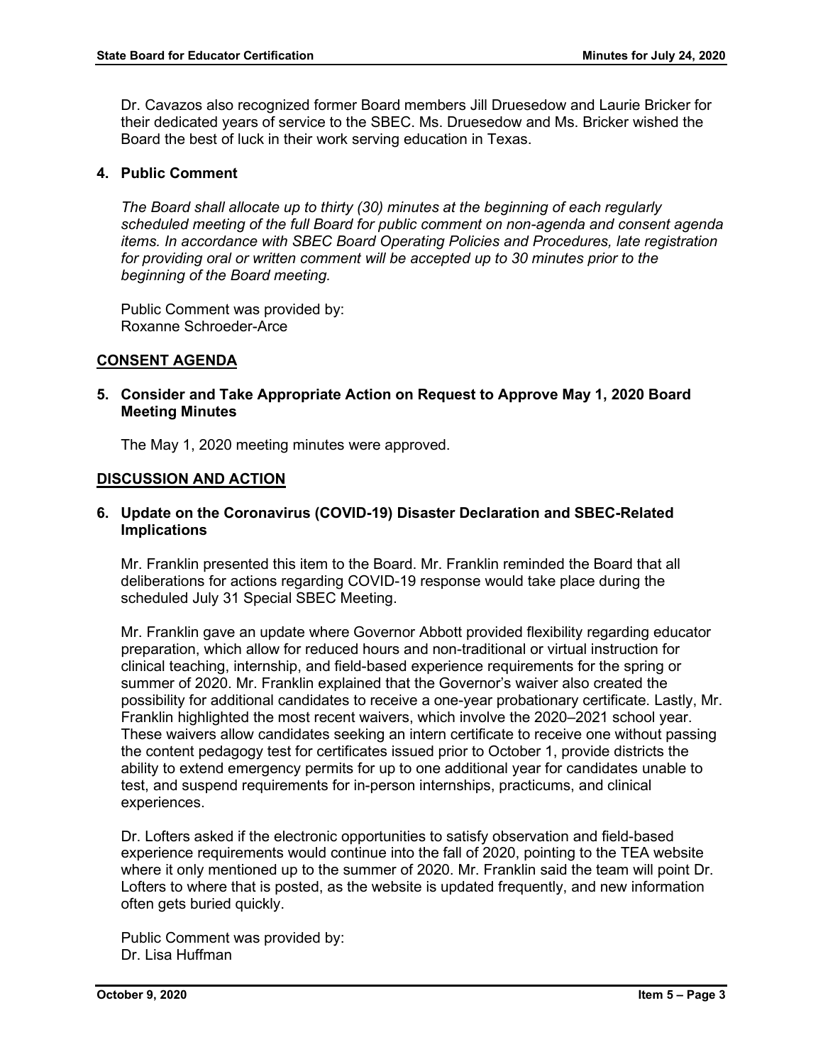Dr. Cavazos also recognized former Board members Jill Druesedow and Laurie Bricker for their dedicated years of service to the SBEC. Ms. Druesedow and Ms. Bricker wished the Board the best of luck in their work serving education in Texas.

**4. Public Comment**

*The Board shall allocate up to thirty (30) minutes at the beginning of each regularly scheduled meeting of the full Board for public comment on non-agenda and consent agenda items. In accordance with SBEC Board Operating Policies and Procedures, late registration for providing oral or written comment will be accepted up to 30 minutes prior to the beginning of the Board meeting.*

Public Comment was provided by:
Roxanne Schroeder-Arce

## CONSENT AGENDA

**5. Consider and Take Appropriate Action on Request to Approve May 1, 2020 Board Meeting Minutes**

The May 1, 2020 meeting minutes were approved.

## DISCUSSION AND ACTION

**6. Update on the Coronavirus (COVID-19) Disaster Declaration and SBEC-Related Implications**

Mr. Franklin presented this item to the Board. Mr. Franklin reminded the Board that all deliberations for actions regarding COVID-19 response would take place during the scheduled July 31 Special SBEC Meeting.

Mr. Franklin gave an update where Governor Abbott provided flexibility regarding educator preparation, which allow for reduced hours and non-traditional or virtual instruction for clinical teaching, internship, and field-based experience requirements for the spring or summer of 2020. Mr. Franklin explained that the Governor's waiver also created the possibility for additional candidates to receive a one-year probationary certificate. Lastly, Mr. Franklin highlighted the most recent waivers, which involve the 2020–2021 school year. These waivers allow candidates seeking an intern certificate to receive one without passing the content pedagogy test for certificates issued prior to October 1, provide districts the ability to extend emergency permits for up to one additional year for candidates unable to test, and suspend requirements for in-person internships, practicums, and clinical experiences.

Dr. Lofters asked if the electronic opportunities to satisfy observation and field-based experience requirements would continue into the fall of 2020, pointing to the TEA website where it only mentioned up to the summer of 2020. Mr. Franklin said the team will point Dr. Lofters to where that is posted, as the website is updated frequently, and new information often gets buried quickly.

Public Comment was provided by:
Dr. Lisa Huffman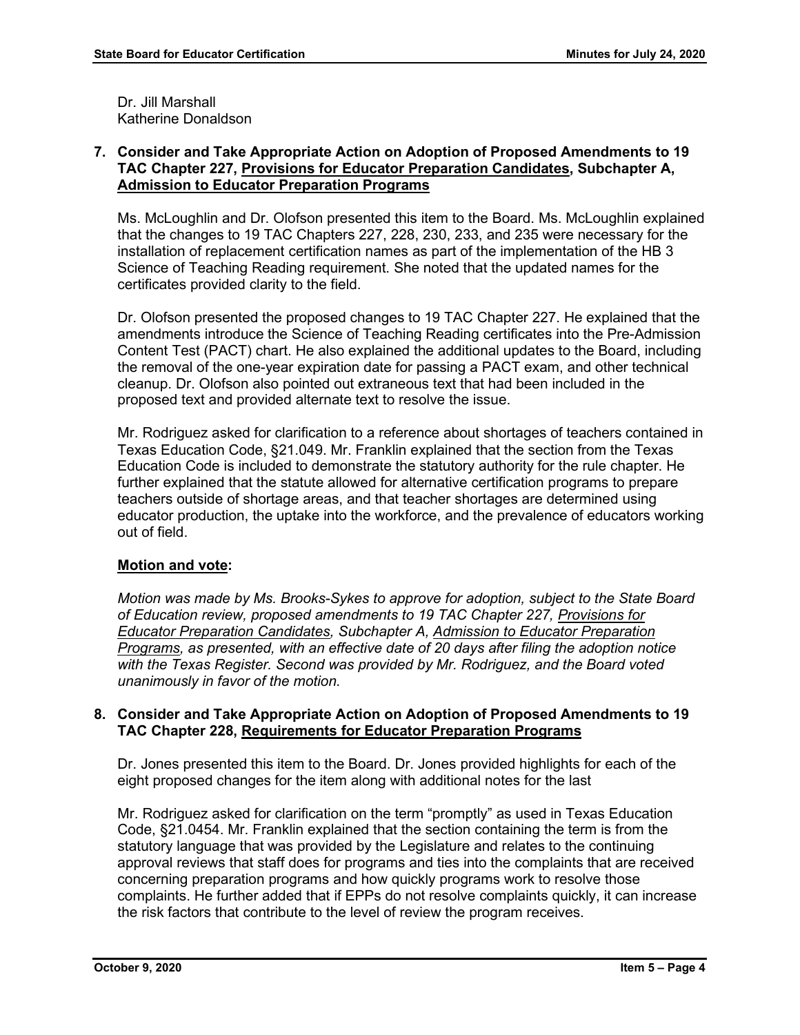Dr. Jill Marshall
Katherine Donaldson

**7. Consider and Take Appropriate Action on Adoption of Proposed Amendments to 19 TAC Chapter 227, Provisions for Educator Preparation Candidates, Subchapter A, Admission to Educator Preparation Programs**

Ms. McLoughlin and Dr. Olofson presented this item to the Board. Ms. McLoughlin explained that the changes to 19 TAC Chapters 227, 228, 230, 233, and 235 were necessary for the installation of replacement certification names as part of the implementation of the HB 3 Science of Teaching Reading requirement. She noted that the updated names for the certificates provided clarity to the field.

Dr. Olofson presented the proposed changes to 19 TAC Chapter 227. He explained that the amendments introduce the Science of Teaching Reading certificates into the Pre-Admission Content Test (PACT) chart. He also explained the additional updates to the Board, including the removal of the one-year expiration date for passing a PACT exam, and other technical cleanup. Dr. Olofson also pointed out extraneous text that had been included in the proposed text and provided alternate text to resolve the issue.

Mr. Rodriguez asked for clarification to a reference about shortages of teachers contained in Texas Education Code, §21.049. Mr. Franklin explained that the section from the Texas Education Code is included to demonstrate the statutory authority for the rule chapter. He further explained that the statute allowed for alternative certification programs to prepare teachers outside of shortage areas, and that teacher shortages are determined using educator production, the uptake into the workforce, and the prevalence of educators working out of field.

**Motion and vote:**

*Motion was made by Ms. Brooks-Sykes to approve for adoption, subject to the State Board of Education review, proposed amendments to 19 TAC Chapter 227, Provisions for Educator Preparation Candidates, Subchapter A, Admission to Educator Preparation Programs, as presented, with an effective date of 20 days after filing the adoption notice with the Texas Register. Second was provided by Mr. Rodriguez, and the Board voted unanimously in favor of the motion.*

**8. Consider and Take Appropriate Action on Adoption of Proposed Amendments to 19 TAC Chapter 228, Requirements for Educator Preparation Programs**

Dr. Jones presented this item to the Board. Dr. Jones provided highlights for each of the eight proposed changes for the item along with additional notes for the last

Mr. Rodriguez asked for clarification on the term "promptly" as used in Texas Education Code, §21.0454. Mr. Franklin explained that the section containing the term is from the statutory language that was provided by the Legislature and relates to the continuing approval reviews that staff does for programs and ties into the complaints that are received concerning preparation programs and how quickly programs work to resolve those complaints. He further added that if EPPs do not resolve complaints quickly, it can increase the risk factors that contribute to the level of review the program receives.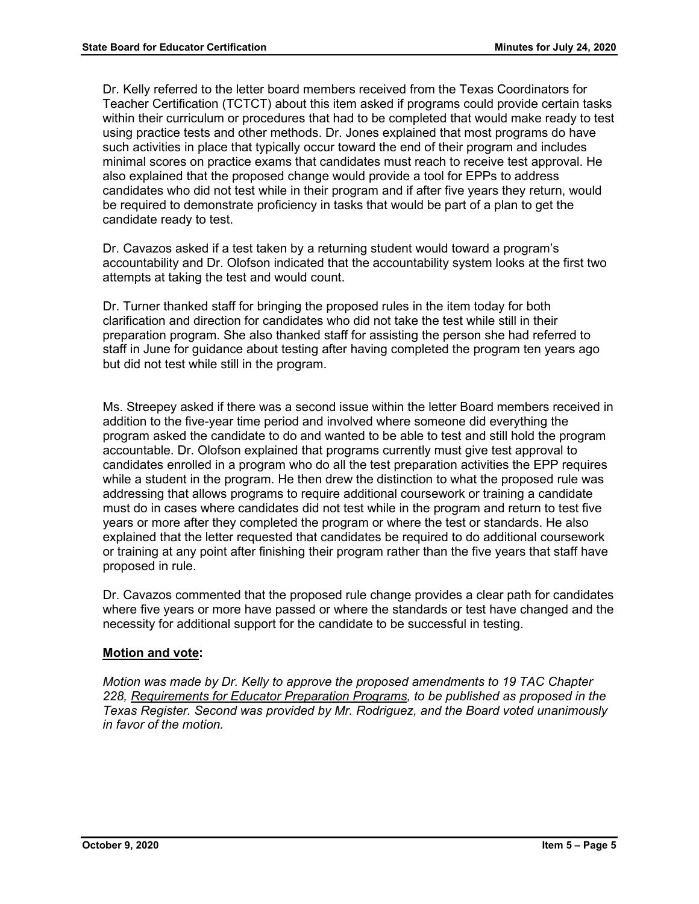Dr. Kelly referred to the letter board members received from the Texas Coordinators for Teacher Certification (TCTCT) about this item asked if programs could provide certain tasks within their curriculum or procedures that had to be completed that would make ready to test using practice tests and other methods. Dr. Jones explained that most programs do have such activities in place that typically occur toward the end of their program and includes minimal scores on practice exams that candidates must reach to receive test approval. He also explained that the proposed change would provide a tool for EPPs to address candidates who did not test while in their program and if after five years they return, would be required to demonstrate proficiency in tasks that would be part of a plan to get the candidate ready to test.

Dr. Cavazos asked if a test taken by a returning student would toward a program's accountability and Dr. Olofson indicated that the accountability system looks at the first two attempts at taking the test and would count.

Dr. Turner thanked staff for bringing the proposed rules in the item today for both clarification and direction for candidates who did not take the test while still in their preparation program. She also thanked staff for assisting the person she had referred to staff in June for guidance about testing after having completed the program ten years ago but did not test while still in the program.

Ms. Streepey asked if there was a second issue within the letter Board members received in addition to the five-year time period and involved where someone did everything the program asked the candidate to do and wanted to be able to test and still hold the program accountable. Dr. Olofson explained that programs currently must give test approval to candidates enrolled in a program who do all the test preparation activities the EPP requires while a student in the program. He then drew the distinction to what the proposed rule was addressing that allows programs to require additional coursework or training a candidate must do in cases where candidates did not test while in the program and return to test five years or more after they completed the program or where the test or standards. He also explained that the letter requested that candidates be required to do additional coursework or training at any point after finishing their program rather than the five years that staff have proposed in rule.

Dr. Cavazos commented that the proposed rule change provides a clear path for candidates where five years or more have passed or where the standards or test have changed and the necessity for additional support for the candidate to be successful in testing.

**Motion and vote:**

*Motion was made by Dr. Kelly to approve the proposed amendments to 19 TAC Chapter 228, Requirements for Educator Preparation Programs, to be published as proposed in the Texas Register. Second was provided by Mr. Rodriguez, and the Board voted unanimously in favor of the motion.*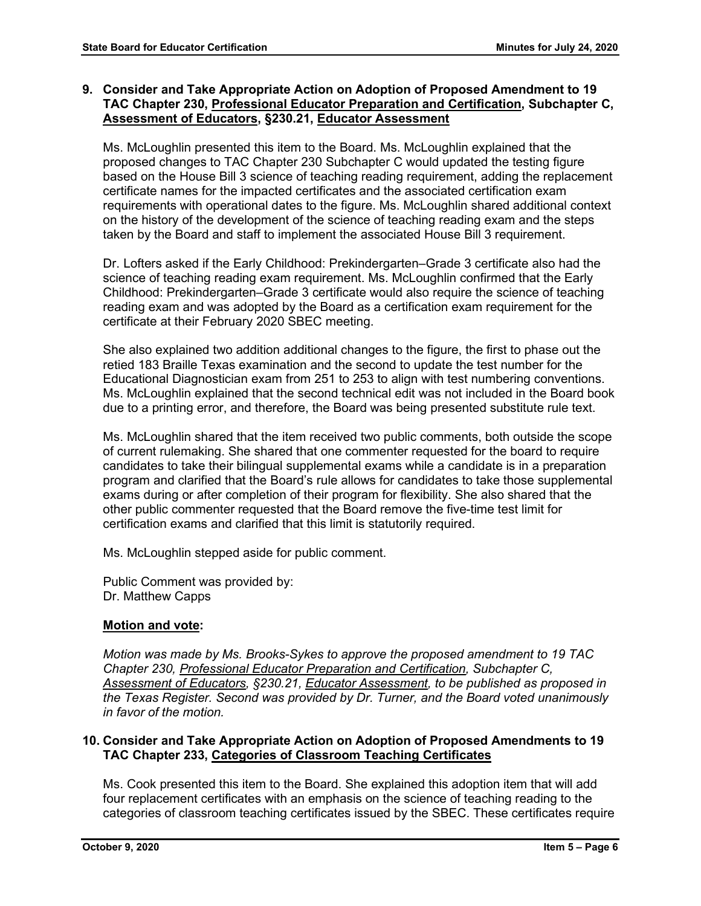**9. Consider and Take Appropriate Action on Adoption of Proposed Amendment to 19 TAC Chapter 230, Professional Educator Preparation and Certification, Subchapter C, Assessment of Educators, §230.21, Educator Assessment**

Ms. McLoughlin presented this item to the Board. Ms. McLoughlin explained that the proposed changes to TAC Chapter 230 Subchapter C would updated the testing figure based on the House Bill 3 science of teaching reading requirement, adding the replacement certificate names for the impacted certificates and the associated certification exam requirements with operational dates to the figure. Ms. McLoughlin shared additional context on the history of the development of the science of teaching reading exam and the steps taken by the Board and staff to implement the associated House Bill 3 requirement.

Dr. Lofters asked if the Early Childhood: Prekindergarten–Grade 3 certificate also had the science of teaching reading exam requirement. Ms. McLoughlin confirmed that the Early Childhood: Prekindergarten–Grade 3 certificate would also require the science of teaching reading exam and was adopted by the Board as a certification exam requirement for the certificate at their February 2020 SBEC meeting.

She also explained two addition additional changes to the figure, the first to phase out the retied 183 Braille Texas examination and the second to update the test number for the Educational Diagnostician exam from 251 to 253 to align with test numbering conventions. Ms. McLoughlin explained that the second technical edit was not included in the Board book due to a printing error, and therefore, the Board was being presented substitute rule text.

Ms. McLoughlin shared that the item received two public comments, both outside the scope of current rulemaking. She shared that one commenter requested for the board to require candidates to take their bilingual supplemental exams while a candidate is in a preparation program and clarified that the Board's rule allows for candidates to take those supplemental exams during or after completion of their program for flexibility. She also shared that the other public commenter requested that the Board remove the five-time test limit for certification exams and clarified that this limit is statutorily required.

Ms. McLoughlin stepped aside for public comment.

Public Comment was provided by:
Dr. Matthew Capps

**Motion and vote:**

*Motion was made by Ms. Brooks-Sykes to approve the proposed amendment to 19 TAC Chapter 230, Professional Educator Preparation and Certification, Subchapter C, Assessment of Educators, §230.21, Educator Assessment, to be published as proposed in the Texas Register. Second was provided by Dr. Turner, and the Board voted unanimously in favor of the motion.*

**10. Consider and Take Appropriate Action on Adoption of Proposed Amendments to 19 TAC Chapter 233, Categories of Classroom Teaching Certificates**

Ms. Cook presented this item to the Board. She explained this adoption item that will add four replacement certificates with an emphasis on the science of teaching reading to the categories of classroom teaching certificates issued by the SBEC. These certificates require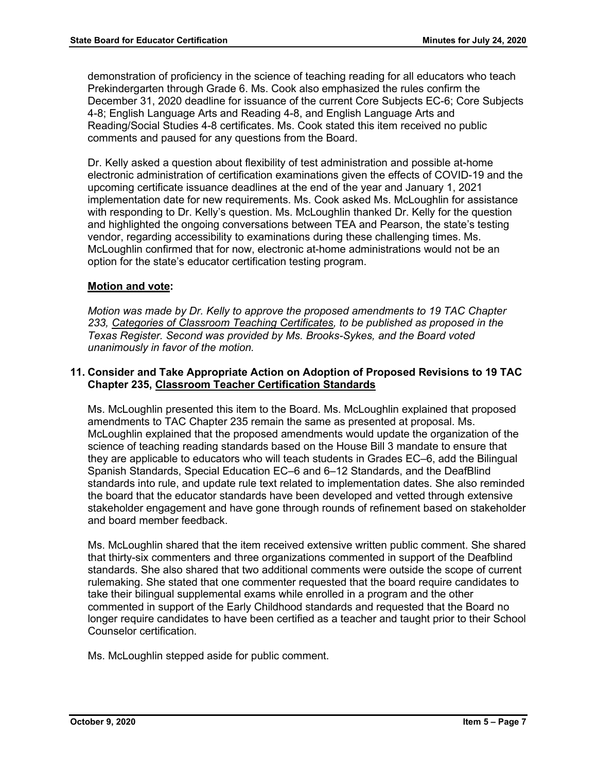demonstration of proficiency in the science of teaching reading for all educators who teach Prekindergarten through Grade 6. Ms. Cook also emphasized the rules confirm the December 31, 2020 deadline for issuance of the current Core Subjects EC-6; Core Subjects 4-8; English Language Arts and Reading 4-8, and English Language Arts and Reading/Social Studies 4-8 certificates. Ms. Cook stated this item received no public comments and paused for any questions from the Board.

Dr. Kelly asked a question about flexibility of test administration and possible at-home electronic administration of certification examinations given the effects of COVID-19 and the upcoming certificate issuance deadlines at the end of the year and January 1, 2021 implementation date for new requirements. Ms. Cook asked Ms. McLoughlin for assistance with responding to Dr. Kelly's question. Ms. McLoughlin thanked Dr. Kelly for the question and highlighted the ongoing conversations between TEA and Pearson, the state's testing vendor, regarding accessibility to examinations during these challenging times. Ms. McLoughlin confirmed that for now, electronic at-home administrations would not be an option for the state's educator certification testing program.

**Motion and vote:**

*Motion was made by Dr. Kelly to approve the proposed amendments to 19 TAC Chapter 233, Categories of Classroom Teaching Certificates, to be published as proposed in the Texas Register. Second was provided by Ms. Brooks-Sykes, and the Board voted unanimously in favor of the motion.*

**11. Consider and Take Appropriate Action on Adoption of Proposed Revisions to 19 TAC Chapter 235, Classroom Teacher Certification Standards**

Ms. McLoughlin presented this item to the Board. Ms. McLoughlin explained that proposed amendments to TAC Chapter 235 remain the same as presented at proposal. Ms. McLoughlin explained that the proposed amendments would update the organization of the science of teaching reading standards based on the House Bill 3 mandate to ensure that they are applicable to educators who will teach students in Grades EC–6, add the Bilingual Spanish Standards, Special Education EC–6 and 6–12 Standards, and the DeafBlind standards into rule, and update rule text related to implementation dates. She also reminded the board that the educator standards have been developed and vetted through extensive stakeholder engagement and have gone through rounds of refinement based on stakeholder and board member feedback.

Ms. McLoughlin shared that the item received extensive written public comment. She shared that thirty-six commenters and three organizations commented in support of the Deafblind standards. She also shared that two additional comments were outside the scope of current rulemaking. She stated that one commenter requested that the board require candidates to take their bilingual supplemental exams while enrolled in a program and the other commented in support of the Early Childhood standards and requested that the Board no longer require candidates to have been certified as a teacher and taught prior to their School Counselor certification.

Ms. McLoughlin stepped aside for public comment.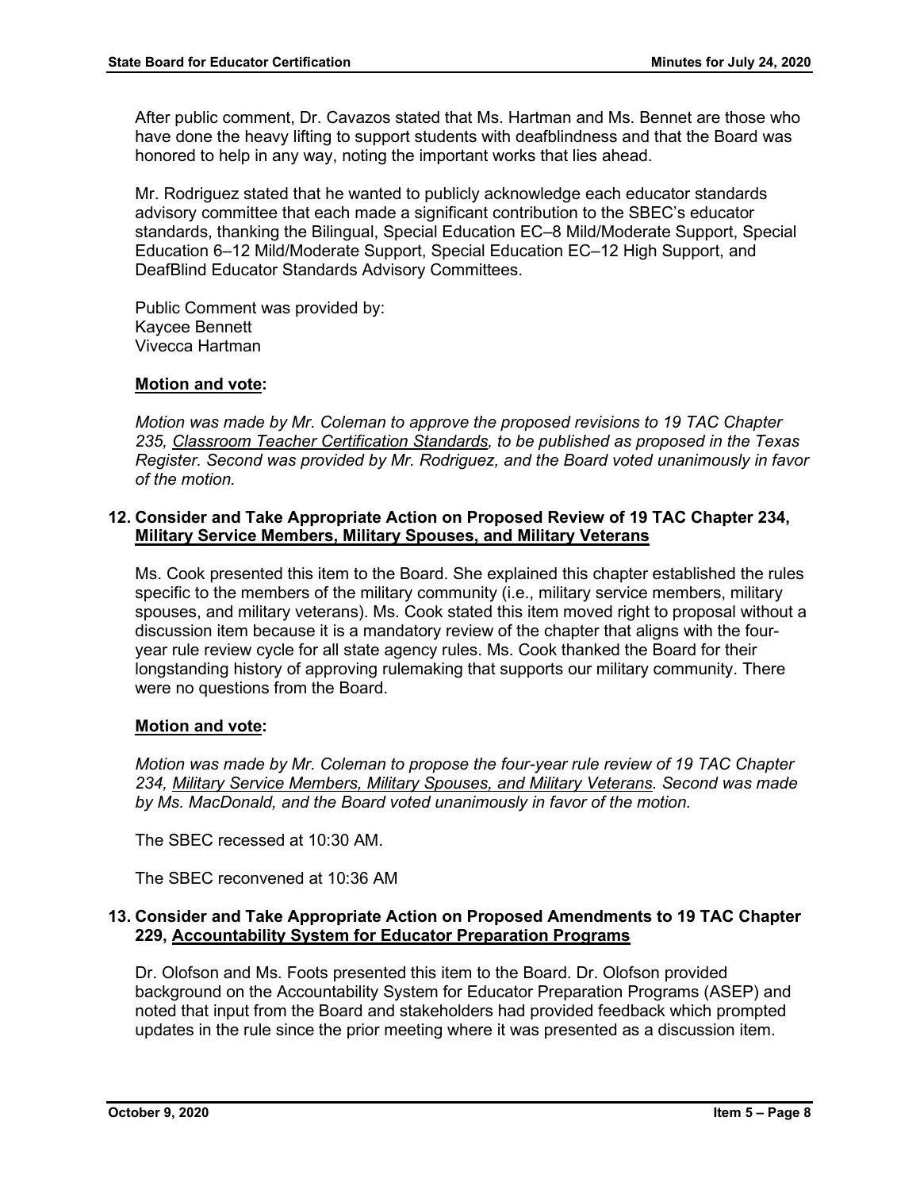After public comment, Dr. Cavazos stated that Ms. Hartman and Ms. Bennet are those who have done the heavy lifting to support students with deafblindness and that the Board was honored to help in any way, noting the important works that lies ahead.

Mr. Rodriguez stated that he wanted to publicly acknowledge each educator standards advisory committee that each made a significant contribution to the SBEC's educator standards, thanking the Bilingual, Special Education EC–8 Mild/Moderate Support, Special Education 6–12 Mild/Moderate Support, Special Education EC–12 High Support, and DeafBlind Educator Standards Advisory Committees.

Public Comment was provided by:
Kaycee Bennett
Vivecca Hartman

**Motion and vote:**

*Motion was made by Mr. Coleman to approve the proposed revisions to 19 TAC Chapter 235, Classroom Teacher Certification Standards, to be published as proposed in the Texas Register. Second was provided by Mr. Rodriguez, and the Board voted unanimously in favor of the motion.*

**12. Consider and Take Appropriate Action on Proposed Review of 19 TAC Chapter 234, Military Service Members, Military Spouses, and Military Veterans**

Ms. Cook presented this item to the Board. She explained this chapter established the rules specific to the members of the military community (i.e., military service members, military spouses, and military veterans). Ms. Cook stated this item moved right to proposal without a discussion item because it is a mandatory review of the chapter that aligns with the four-year rule review cycle for all state agency rules. Ms. Cook thanked the Board for their longstanding history of approving rulemaking that supports our military community. There were no questions from the Board.

**Motion and vote:**

*Motion was made by Mr. Coleman to propose the four-year rule review of 19 TAC Chapter 234, Military Service Members, Military Spouses, and Military Veterans. Second was made by Ms. MacDonald, and the Board voted unanimously in favor of the motion.*

The SBEC recessed at 10:30 AM.

The SBEC reconvened at 10:36 AM

**13. Consider and Take Appropriate Action on Proposed Amendments to 19 TAC Chapter 229, Accountability System for Educator Preparation Programs**

Dr. Olofson and Ms. Foots presented this item to the Board. Dr. Olofson provided background on the Accountability System for Educator Preparation Programs (ASEP) and noted that input from the Board and stakeholders had provided feedback which prompted updates in the rule since the prior meeting where it was presented as a discussion item.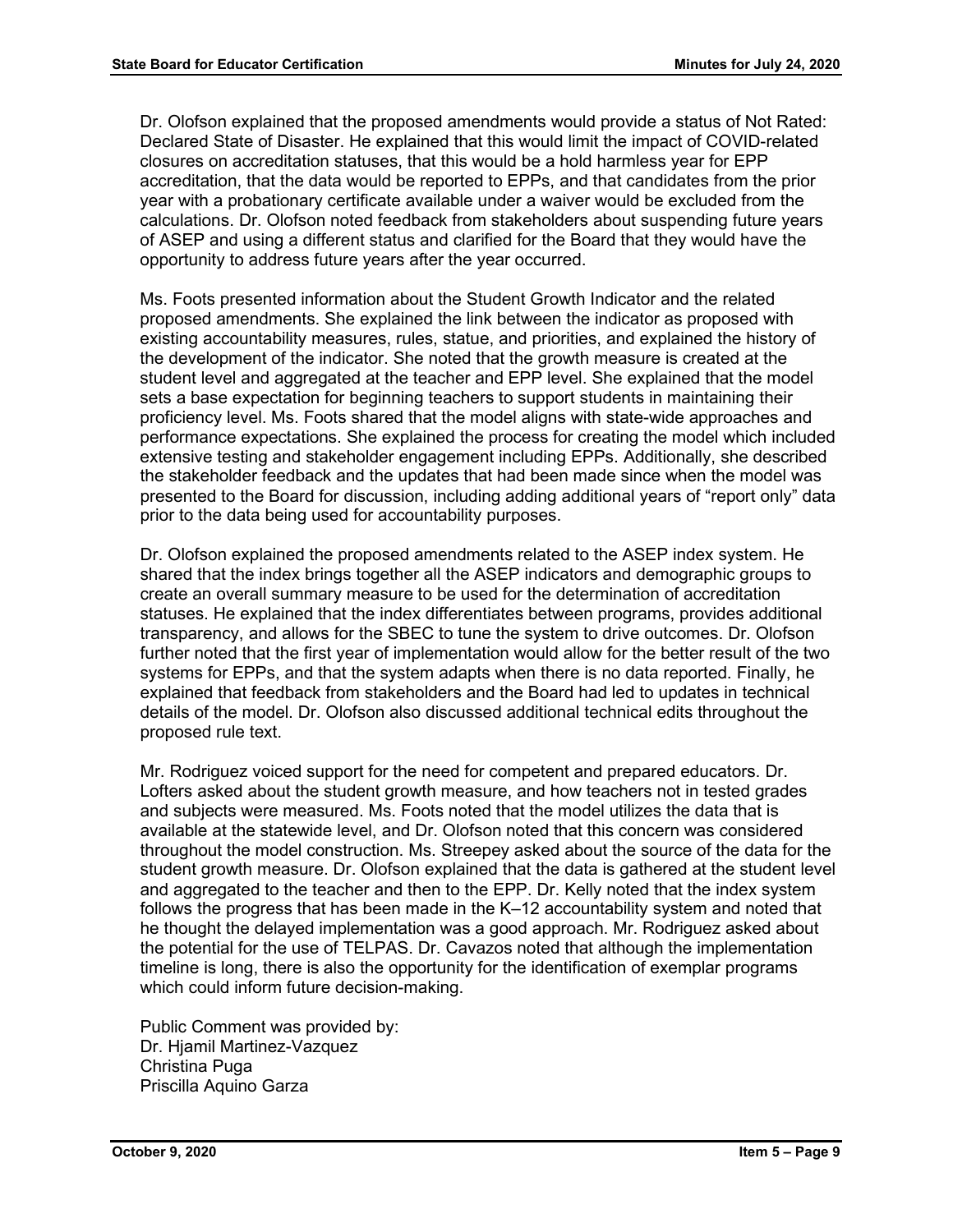Dr. Olofson explained that the proposed amendments would provide a status of Not Rated: Declared State of Disaster. He explained that this would limit the impact of COVID-related closures on accreditation statuses, that this would be a hold harmless year for EPP accreditation, that the data would be reported to EPPs, and that candidates from the prior year with a probationary certificate available under a waiver would be excluded from the calculations. Dr. Olofson noted feedback from stakeholders about suspending future years of ASEP and using a different status and clarified for the Board that they would have the opportunity to address future years after the year occurred.

Ms. Foots presented information about the Student Growth Indicator and the related proposed amendments. She explained the link between the indicator as proposed with existing accountability measures, rules, statue, and priorities, and explained the history of the development of the indicator. She noted that the growth measure is created at the student level and aggregated at the teacher and EPP level. She explained that the model sets a base expectation for beginning teachers to support students in maintaining their proficiency level. Ms. Foots shared that the model aligns with state-wide approaches and performance expectations. She explained the process for creating the model which included extensive testing and stakeholder engagement including EPPs. Additionally, she described the stakeholder feedback and the updates that had been made since when the model was presented to the Board for discussion, including adding additional years of "report only" data prior to the data being used for accountability purposes.

Dr. Olofson explained the proposed amendments related to the ASEP index system. He shared that the index brings together all the ASEP indicators and demographic groups to create an overall summary measure to be used for the determination of accreditation statuses. He explained that the index differentiates between programs, provides additional transparency, and allows for the SBEC to tune the system to drive outcomes. Dr. Olofson further noted that the first year of implementation would allow for the better result of the two systems for EPPs, and that the system adapts when there is no data reported. Finally, he explained that feedback from stakeholders and the Board had led to updates in technical details of the model. Dr. Olofson also discussed additional technical edits throughout the proposed rule text.

Mr. Rodriguez voiced support for the need for competent and prepared educators. Dr. Lofters asked about the student growth measure, and how teachers not in tested grades and subjects were measured. Ms. Foots noted that the model utilizes the data that is available at the statewide level, and Dr. Olofson noted that this concern was considered throughout the model construction. Ms. Streepey asked about the source of the data for the student growth measure. Dr. Olofson explained that the data is gathered at the student level and aggregated to the teacher and then to the EPP. Dr. Kelly noted that the index system follows the progress that has been made in the K–12 accountability system and noted that he thought the delayed implementation was a good approach. Mr. Rodriguez asked about the potential for the use of TELPAS. Dr. Cavazos noted that although the implementation timeline is long, there is also the opportunity for the identification of exemplar programs which could inform future decision-making.

Public Comment was provided by:  
Dr. Hjamil Martinez-Vazquez  
Christina Puga  
Priscilla Aquino Garza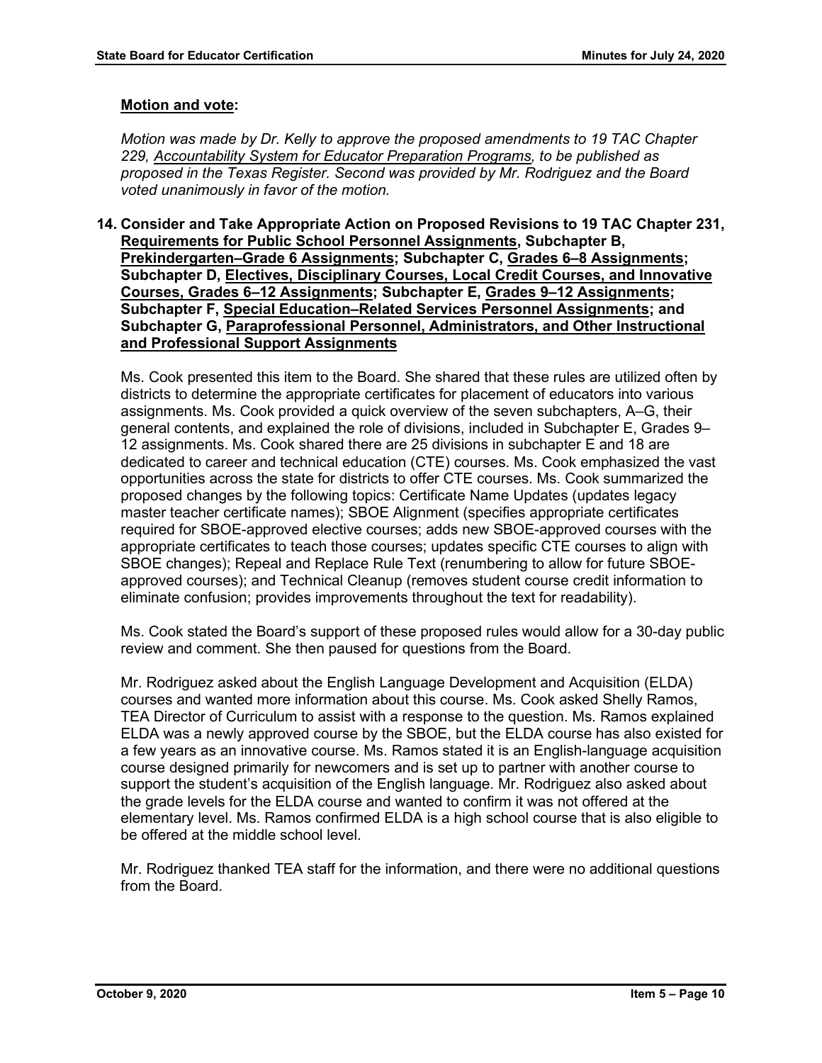**Motion and vote:**

*Motion was made by Dr. Kelly to approve the proposed amendments to 19 TAC Chapter 229, Accountability System for Educator Preparation Programs, to be published as proposed in the Texas Register. Second was provided by Mr. Rodriguez and the Board voted unanimously in favor of the motion.*

**14. Consider and Take Appropriate Action on Proposed Revisions to 19 TAC Chapter 231, Requirements for Public School Personnel Assignments, Subchapter B, Prekindergarten–Grade 6 Assignments; Subchapter C, Grades 6–8 Assignments; Subchapter D, Electives, Disciplinary Courses, Local Credit Courses, and Innovative Courses, Grades 6–12 Assignments; Subchapter E, Grades 9–12 Assignments; Subchapter F, Special Education–Related Services Personnel Assignments; and Subchapter G, Paraprofessional Personnel, Administrators, and Other Instructional and Professional Support Assignments**

Ms. Cook presented this item to the Board. She shared that these rules are utilized often by districts to determine the appropriate certificates for placement of educators into various assignments. Ms. Cook provided a quick overview of the seven subchapters, A–G, their general contents, and explained the role of divisions, included in Subchapter E, Grades 9–12 assignments. Ms. Cook shared there are 25 divisions in subchapter E and 18 are dedicated to career and technical education (CTE) courses. Ms. Cook emphasized the vast opportunities across the state for districts to offer CTE courses. Ms. Cook summarized the proposed changes by the following topics: Certificate Name Updates (updates legacy master teacher certificate names); SBOE Alignment (specifies appropriate certificates required for SBOE-approved elective courses; adds new SBOE-approved courses with the appropriate certificates to teach those courses; updates specific CTE courses to align with SBOE changes); Repeal and Replace Rule Text (renumbering to allow for future SBOE-approved courses); and Technical Cleanup (removes student course credit information to eliminate confusion; provides improvements throughout the text for readability).

Ms. Cook stated the Board's support of these proposed rules would allow for a 30-day public review and comment. She then paused for questions from the Board.

Mr. Rodriguez asked about the English Language Development and Acquisition (ELDA) courses and wanted more information about this course. Ms. Cook asked Shelly Ramos, TEA Director of Curriculum to assist with a response to the question. Ms. Ramos explained ELDA was a newly approved course by the SBOE, but the ELDA course has also existed for a few years as an innovative course. Ms. Ramos stated it is an English-language acquisition course designed primarily for newcomers and is set up to partner with another course to support the student's acquisition of the English language. Mr. Rodriguez also asked about the grade levels for the ELDA course and wanted to confirm it was not offered at the elementary level. Ms. Ramos confirmed ELDA is a high school course that is also eligible to be offered at the middle school level.

Mr. Rodriguez thanked TEA staff for the information, and there were no additional questions from the Board.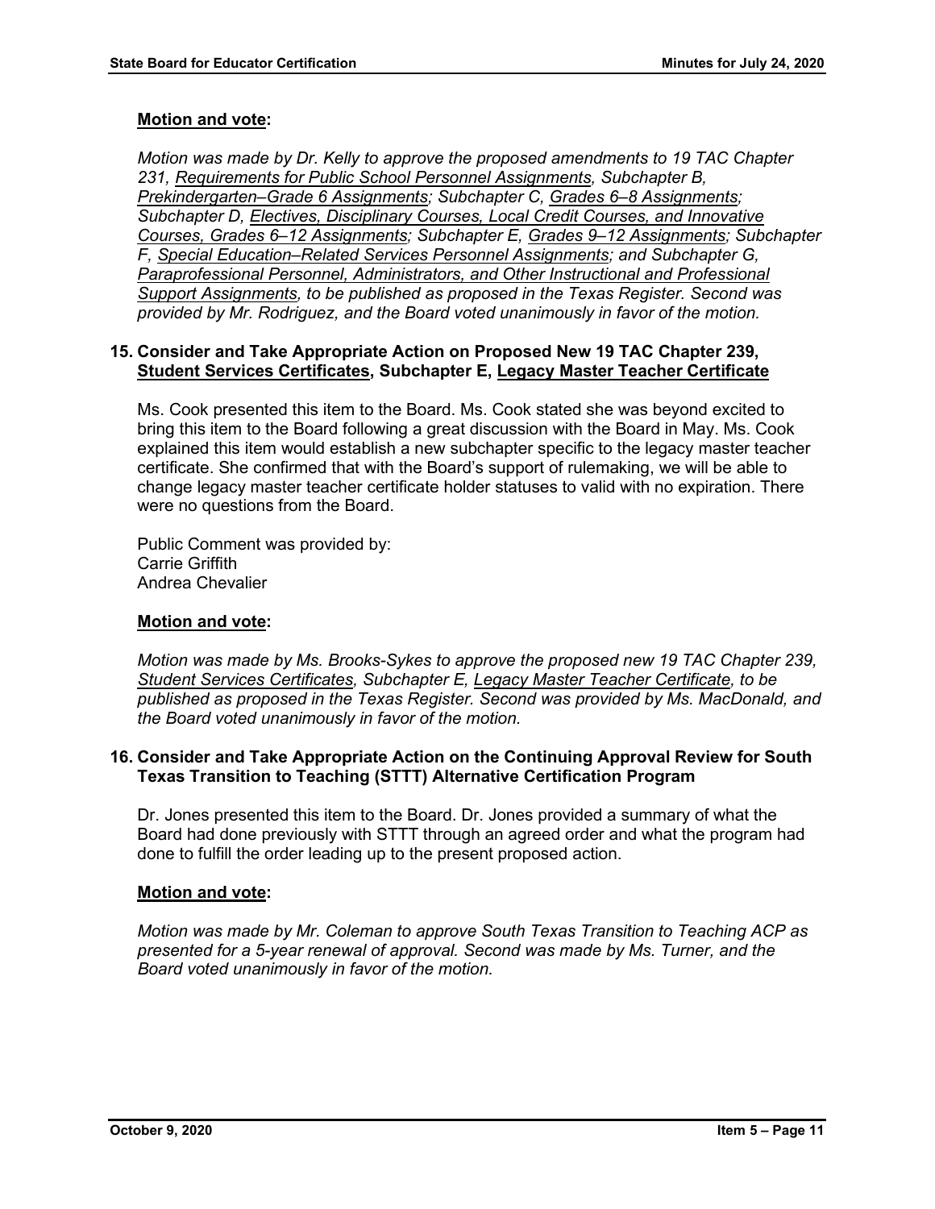**Motion and vote:**

*Motion was made by Dr. Kelly to approve the proposed amendments to 19 TAC Chapter 231, Requirements for Public School Personnel Assignments, Subchapter B, Prekindergarten–Grade 6 Assignments; Subchapter C, Grades 6–8 Assignments; Subchapter D, Electives, Disciplinary Courses, Local Credit Courses, and Innovative Courses, Grades 6–12 Assignments; Subchapter E, Grades 9–12 Assignments; Subchapter F, Special Education–Related Services Personnel Assignments; and Subchapter G, Paraprofessional Personnel, Administrators, and Other Instructional and Professional Support Assignments, to be published as proposed in the Texas Register. Second was provided by Mr. Rodriguez, and the Board voted unanimously in favor of the motion.*

**15. Consider and Take Appropriate Action on Proposed New 19 TAC Chapter 239, Student Services Certificates, Subchapter E, Legacy Master Teacher Certificate**

Ms. Cook presented this item to the Board. Ms. Cook stated she was beyond excited to bring this item to the Board following a great discussion with the Board in May. Ms. Cook explained this item would establish a new subchapter specific to the legacy master teacher certificate. She confirmed that with the Board's support of rulemaking, we will be able to change legacy master teacher certificate holder statuses to valid with no expiration. There were no questions from the Board.

Public Comment was provided by:
Carrie Griffith
Andrea Chevalier

**Motion and vote:**

*Motion was made by Ms. Brooks-Sykes to approve the proposed new 19 TAC Chapter 239, Student Services Certificates, Subchapter E, Legacy Master Teacher Certificate, to be published as proposed in the Texas Register. Second was provided by Ms. MacDonald, and the Board voted unanimously in favor of the motion.*

**16. Consider and Take Appropriate Action on the Continuing Approval Review for South Texas Transition to Teaching (STTT) Alternative Certification Program**

Dr. Jones presented this item to the Board. Dr. Jones provided a summary of what the Board had done previously with STTT through an agreed order and what the program had done to fulfill the order leading up to the present proposed action.

**Motion and vote:**

*Motion was made by Mr. Coleman to approve South Texas Transition to Teaching ACP as presented for a 5-year renewal of approval. Second was made by Ms. Turner, and the Board voted unanimously in favor of the motion.*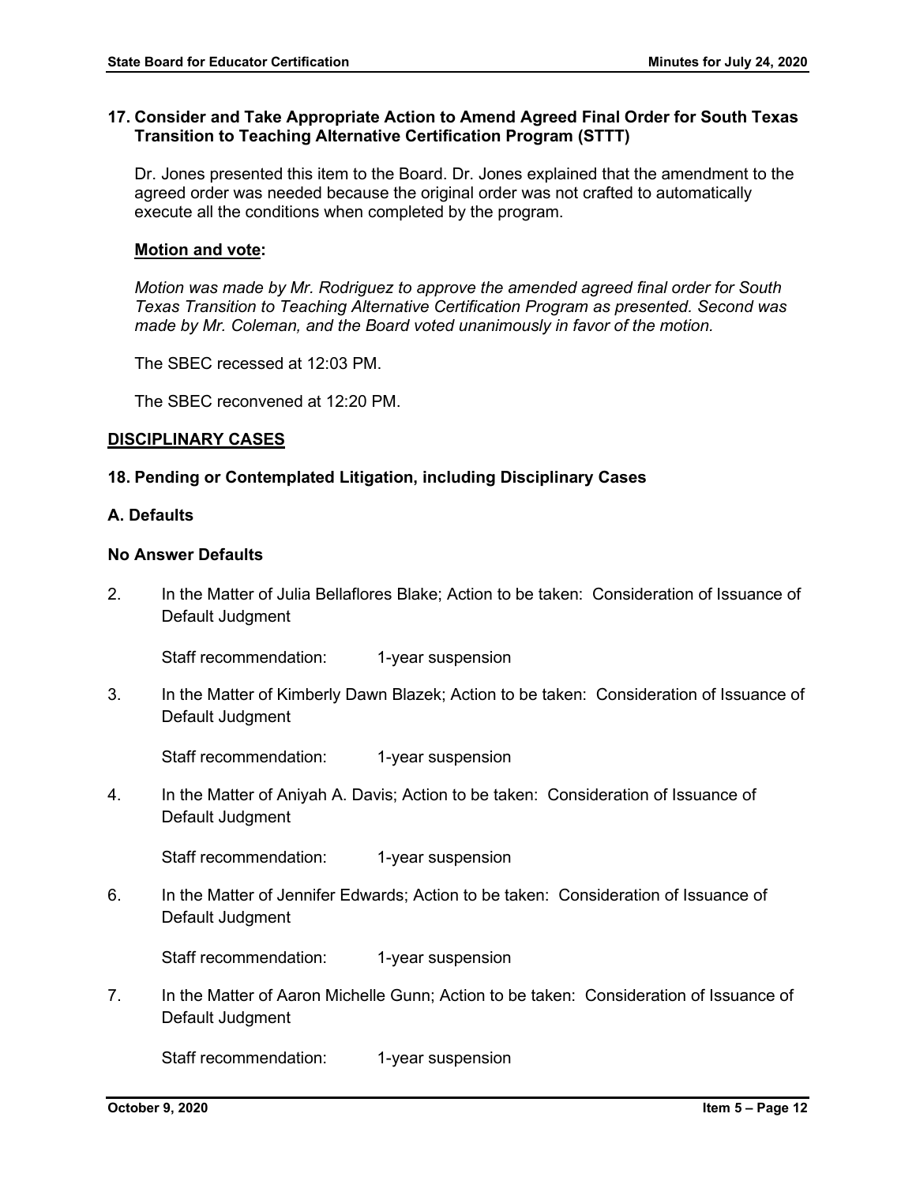### 17. Consider and Take Appropriate Action to Amend Agreed Final Order for South Texas Transition to Teaching Alternative Certification Program (STTT)

Dr. Jones presented this item to the Board. Dr. Jones explained that the amendment to the agreed order was needed because the original order was not crafted to automatically execute all the conditions when completed by the program.

**<u>Motion and vote</u>:**

*Motion was made by Mr. Rodriguez to approve the amended agreed final order for South Texas Transition to Teaching Alternative Certification Program as presented. Second was made by Mr. Coleman, and the Board voted unanimously in favor of the motion.*

The SBEC recessed at 12:03 PM.

The SBEC reconvened at 12:20 PM.

## <u>DISCIPLINARY CASES</u>

### 18. Pending or Contemplated Litigation, including Disciplinary Cases

### A. Defaults

#### No Answer Defaults

2. In the Matter of Julia Bellaflores Blake; Action to be taken: Consideration of Issuance of Default Judgment

   Staff recommendation: 1-year suspension

3. In the Matter of Kimberly Dawn Blazek; Action to be taken: Consideration of Issuance of Default Judgment

   Staff recommendation: 1-year suspension

4. In the Matter of Aniyah A. Davis; Action to be taken: Consideration of Issuance of Default Judgment

   Staff recommendation: 1-year suspension

6. In the Matter of Jennifer Edwards; Action to be taken: Consideration of Issuance of Default Judgment

   Staff recommendation: 1-year suspension

7. In the Matter of Aaron Michelle Gunn; Action to be taken: Consideration of Issuance of Default Judgment

   Staff recommendation: 1-year suspension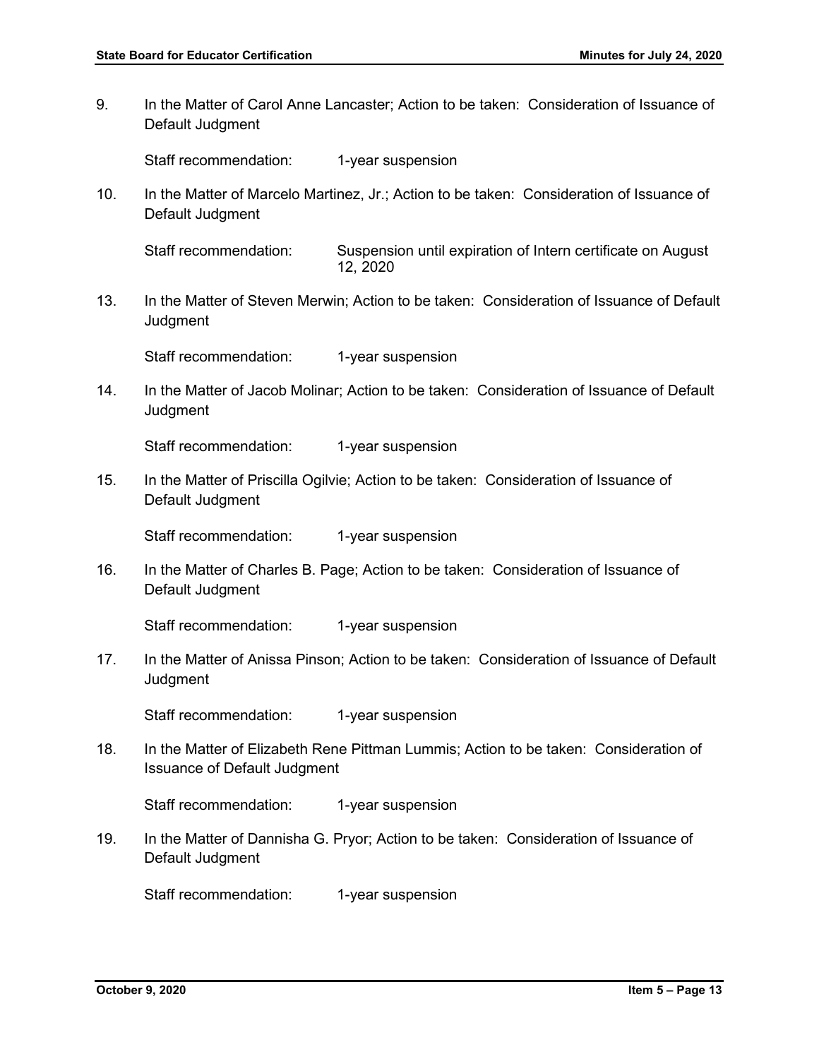9. In the Matter of Carol Anne Lancaster; Action to be taken: Consideration of Issuance of Default Judgment

   Staff recommendation: 1-year suspension

10. In the Matter of Marcelo Martinez, Jr.; Action to be taken: Consideration of Issuance of Default Judgment

    Staff recommendation: Suspension until expiration of Intern certificate on August 12, 2020

13. In the Matter of Steven Merwin; Action to be taken: Consideration of Issuance of Default Judgment

    Staff recommendation: 1-year suspension

14. In the Matter of Jacob Molinar; Action to be taken: Consideration of Issuance of Default Judgment

    Staff recommendation: 1-year suspension

15. In the Matter of Priscilla Ogilvie; Action to be taken: Consideration of Issuance of Default Judgment

    Staff recommendation: 1-year suspension

16. In the Matter of Charles B. Page; Action to be taken: Consideration of Issuance of Default Judgment

    Staff recommendation: 1-year suspension

17. In the Matter of Anissa Pinson; Action to be taken: Consideration of Issuance of Default Judgment

    Staff recommendation: 1-year suspension

18. In the Matter of Elizabeth Rene Pittman Lummis; Action to be taken: Consideration of Issuance of Default Judgment

    Staff recommendation: 1-year suspension

19. In the Matter of Dannisha G. Pryor; Action to be taken: Consideration of Issuance of Default Judgment

    Staff recommendation: 1-year suspension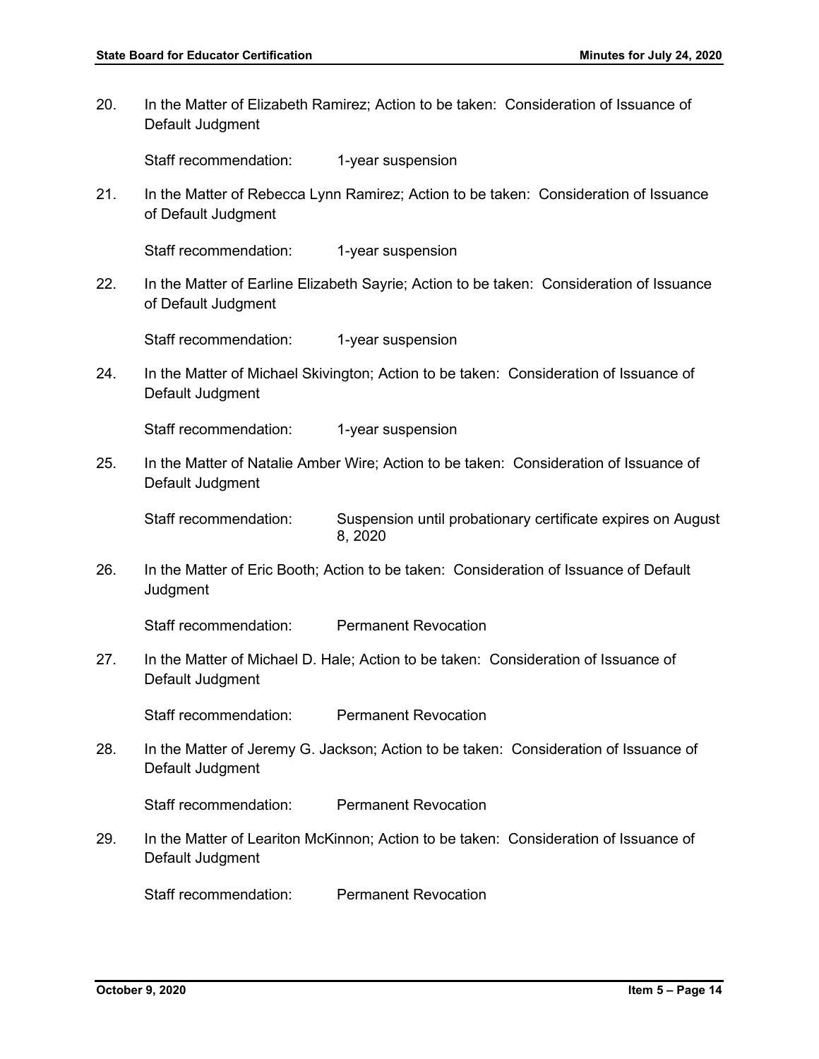20. In the Matter of Elizabeth Ramirez; Action to be taken: Consideration of Issuance of Default Judgment

    Staff recommendation: 1-year suspension

21. In the Matter of Rebecca Lynn Ramirez; Action to be taken: Consideration of Issuance of Default Judgment

    Staff recommendation: 1-year suspension

22. In the Matter of Earline Elizabeth Sayrie; Action to be taken: Consideration of Issuance of Default Judgment

    Staff recommendation: 1-year suspension

24. In the Matter of Michael Skivington; Action to be taken: Consideration of Issuance of Default Judgment

    Staff recommendation: 1-year suspension

25. In the Matter of Natalie Amber Wire; Action to be taken: Consideration of Issuance of Default Judgment

    Staff recommendation: Suspension until probationary certificate expires on August 8, 2020

26. In the Matter of Eric Booth; Action to be taken: Consideration of Issuance of Default Judgment

    Staff recommendation: Permanent Revocation

27. In the Matter of Michael D. Hale; Action to be taken: Consideration of Issuance of Default Judgment

    Staff recommendation: Permanent Revocation

28. In the Matter of Jeremy G. Jackson; Action to be taken: Consideration of Issuance of Default Judgment

    Staff recommendation: Permanent Revocation

29. In the Matter of Leariton McKinnon; Action to be taken: Consideration of Issuance of Default Judgment

    Staff recommendation: Permanent Revocation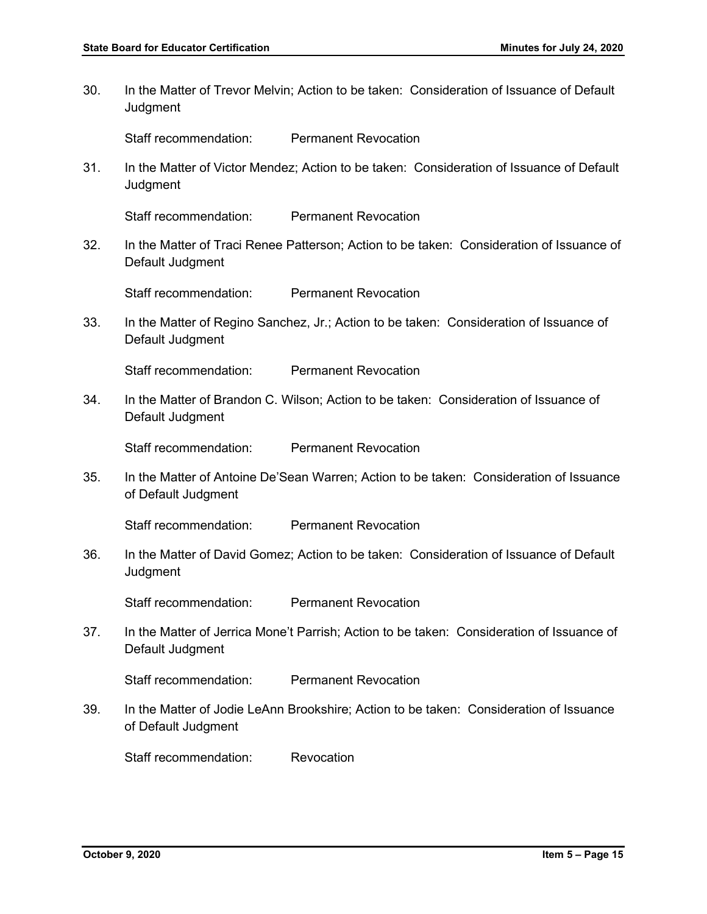30. In the Matter of Trevor Melvin; Action to be taken: Consideration of Issuance of Default Judgment

    Staff recommendation: Permanent Revocation

31. In the Matter of Victor Mendez; Action to be taken: Consideration of Issuance of Default Judgment

    Staff recommendation: Permanent Revocation

32. In the Matter of Traci Renee Patterson; Action to be taken: Consideration of Issuance of Default Judgment

    Staff recommendation: Permanent Revocation

33. In the Matter of Regino Sanchez, Jr.; Action to be taken: Consideration of Issuance of Default Judgment

    Staff recommendation: Permanent Revocation

34. In the Matter of Brandon C. Wilson; Action to be taken: Consideration of Issuance of Default Judgment

    Staff recommendation: Permanent Revocation

35. In the Matter of Antoine De'Sean Warren; Action to be taken: Consideration of Issuance of Default Judgment

    Staff recommendation: Permanent Revocation

36. In the Matter of David Gomez; Action to be taken: Consideration of Issuance of Default Judgment

    Staff recommendation: Permanent Revocation

37. In the Matter of Jerrica Mone't Parrish; Action to be taken: Consideration of Issuance of Default Judgment

    Staff recommendation: Permanent Revocation

39. In the Matter of Jodie LeAnn Brookshire; Action to be taken: Consideration of Issuance of Default Judgment

    Staff recommendation: Revocation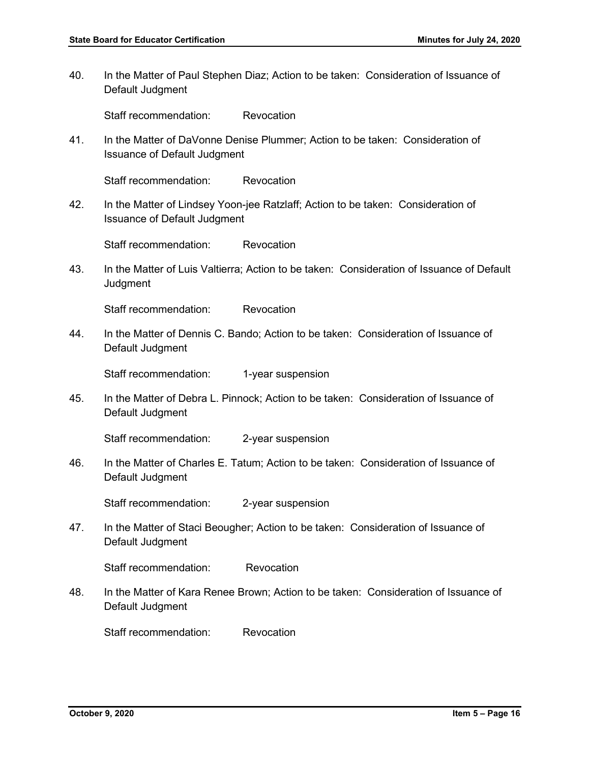40. In the Matter of Paul Stephen Diaz; Action to be taken: Consideration of Issuance of Default Judgment

    Staff recommendation: Revocation

41. In the Matter of DaVonne Denise Plummer; Action to be taken: Consideration of Issuance of Default Judgment

    Staff recommendation: Revocation

42. In the Matter of Lindsey Yoon-jee Ratzlaff; Action to be taken: Consideration of Issuance of Default Judgment

    Staff recommendation: Revocation

43. In the Matter of Luis Valtierra; Action to be taken: Consideration of Issuance of Default Judgment

    Staff recommendation: Revocation

44. In the Matter of Dennis C. Bando; Action to be taken: Consideration of Issuance of Default Judgment

    Staff recommendation: 1-year suspension

45. In the Matter of Debra L. Pinnock; Action to be taken: Consideration of Issuance of Default Judgment

    Staff recommendation: 2-year suspension

46. In the Matter of Charles E. Tatum; Action to be taken: Consideration of Issuance of Default Judgment

    Staff recommendation: 2-year suspension

47. In the Matter of Staci Beougher; Action to be taken: Consideration of Issuance of Default Judgment

    Staff recommendation: Revocation

48. In the Matter of Kara Renee Brown; Action to be taken: Consideration of Issuance of Default Judgment

    Staff recommendation: Revocation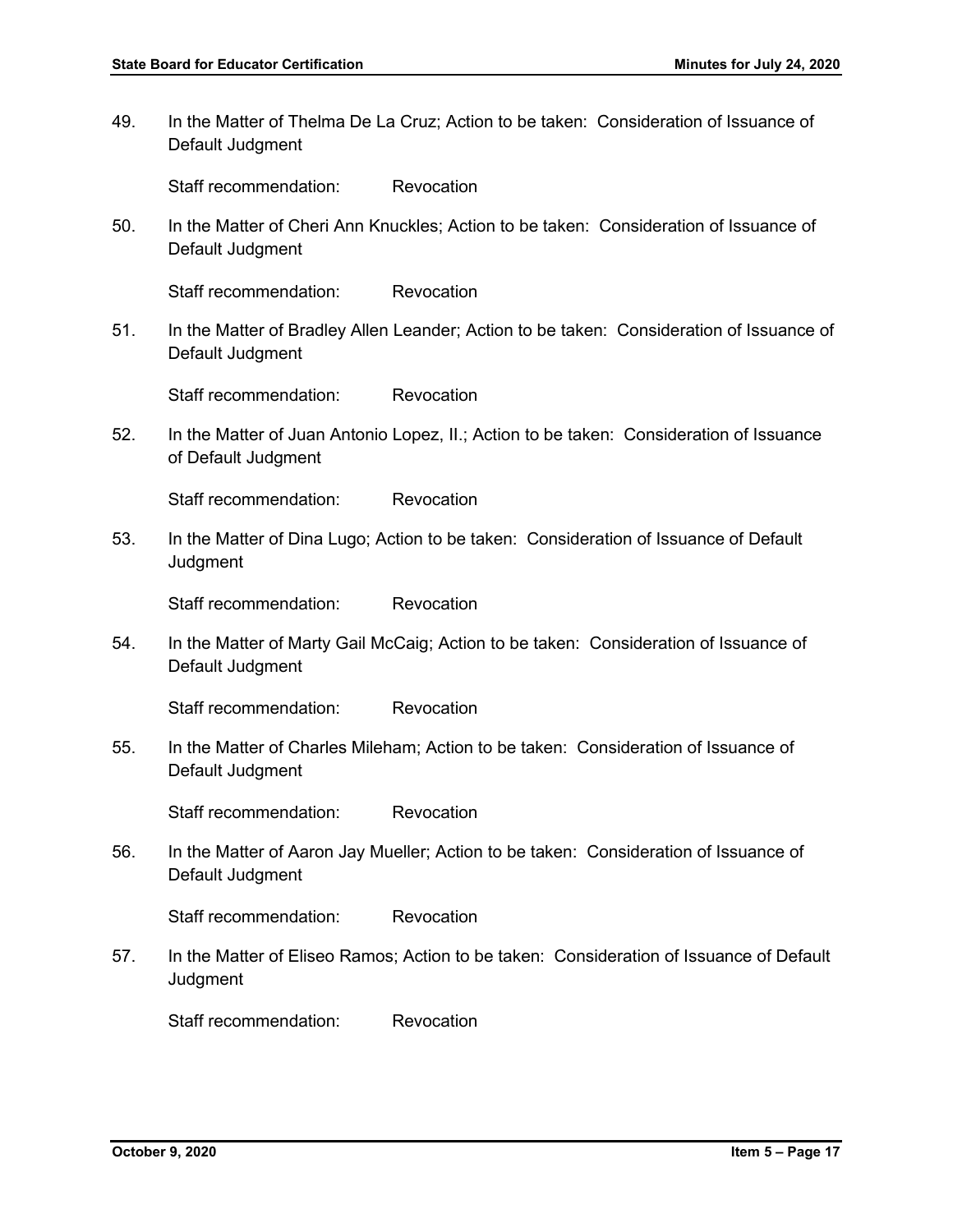49. In the Matter of Thelma De La Cruz; Action to be taken: Consideration of Issuance of Default Judgment

    Staff recommendation: Revocation

50. In the Matter of Cheri Ann Knuckles; Action to be taken: Consideration of Issuance of Default Judgment

    Staff recommendation: Revocation

51. In the Matter of Bradley Allen Leander; Action to be taken: Consideration of Issuance of Default Judgment

    Staff recommendation: Revocation

52. In the Matter of Juan Antonio Lopez, II.; Action to be taken: Consideration of Issuance of Default Judgment

    Staff recommendation: Revocation

53. In the Matter of Dina Lugo; Action to be taken: Consideration of Issuance of Default Judgment

    Staff recommendation: Revocation

54. In the Matter of Marty Gail McCaig; Action to be taken: Consideration of Issuance of Default Judgment

    Staff recommendation: Revocation

55. In the Matter of Charles Mileham; Action to be taken: Consideration of Issuance of Default Judgment

    Staff recommendation: Revocation

56. In the Matter of Aaron Jay Mueller; Action to be taken: Consideration of Issuance of Default Judgment

    Staff recommendation: Revocation

57. In the Matter of Eliseo Ramos; Action to be taken: Consideration of Issuance of Default Judgment

    Staff recommendation: Revocation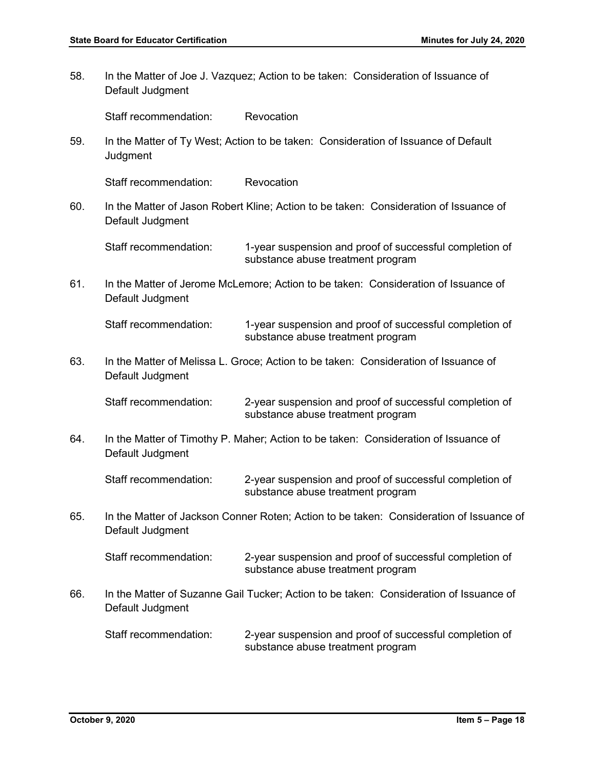58. In the Matter of Joe J. Vazquez; Action to be taken: Consideration of Issuance of Default Judgment

    Staff recommendation: Revocation

59. In the Matter of Ty West; Action to be taken: Consideration of Issuance of Default Judgment

    Staff recommendation: Revocation

60. In the Matter of Jason Robert Kline; Action to be taken: Consideration of Issuance of Default Judgment

    Staff recommendation: 1-year suspension and proof of successful completion of substance abuse treatment program

61. In the Matter of Jerome McLemore; Action to be taken: Consideration of Issuance of Default Judgment

    Staff recommendation: 1-year suspension and proof of successful completion of substance abuse treatment program

63. In the Matter of Melissa L. Groce; Action to be taken: Consideration of Issuance of Default Judgment

    Staff recommendation: 2-year suspension and proof of successful completion of substance abuse treatment program

64. In the Matter of Timothy P. Maher; Action to be taken: Consideration of Issuance of Default Judgment

    Staff recommendation: 2-year suspension and proof of successful completion of substance abuse treatment program

65. In the Matter of Jackson Conner Roten; Action to be taken: Consideration of Issuance of Default Judgment

    Staff recommendation: 2-year suspension and proof of successful completion of substance abuse treatment program

66. In the Matter of Suzanne Gail Tucker; Action to be taken: Consideration of Issuance of Default Judgment

    Staff recommendation: 2-year suspension and proof of successful completion of substance abuse treatment program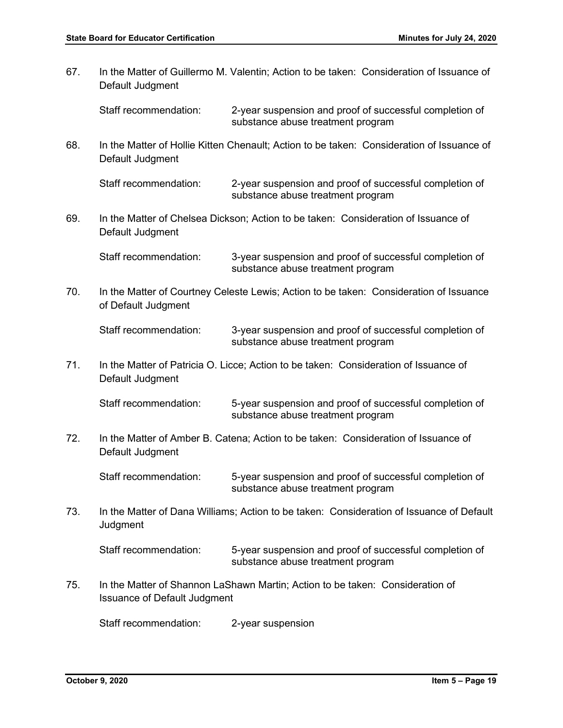67. In the Matter of Guillermo M. Valentin; Action to be taken: Consideration of Issuance of Default Judgment

    Staff recommendation: 2-year suspension and proof of successful completion of substance abuse treatment program

68. In the Matter of Hollie Kitten Chenault; Action to be taken: Consideration of Issuance of Default Judgment

    Staff recommendation: 2-year suspension and proof of successful completion of substance abuse treatment program

69. In the Matter of Chelsea Dickson; Action to be taken: Consideration of Issuance of Default Judgment

    Staff recommendation: 3-year suspension and proof of successful completion of substance abuse treatment program

70. In the Matter of Courtney Celeste Lewis; Action to be taken: Consideration of Issuance of Default Judgment

    Staff recommendation: 3-year suspension and proof of successful completion of substance abuse treatment program

71. In the Matter of Patricia O. Licce; Action to be taken: Consideration of Issuance of Default Judgment

    Staff recommendation: 5-year suspension and proof of successful completion of substance abuse treatment program

72. In the Matter of Amber B. Catena; Action to be taken: Consideration of Issuance of Default Judgment

    Staff recommendation: 5-year suspension and proof of successful completion of substance abuse treatment program

73. In the Matter of Dana Williams; Action to be taken: Consideration of Issuance of Default Judgment

    Staff recommendation: 5-year suspension and proof of successful completion of substance abuse treatment program

75. In the Matter of Shannon LaShawn Martin; Action to be taken: Consideration of Issuance of Default Judgment

    Staff recommendation: 2-year suspension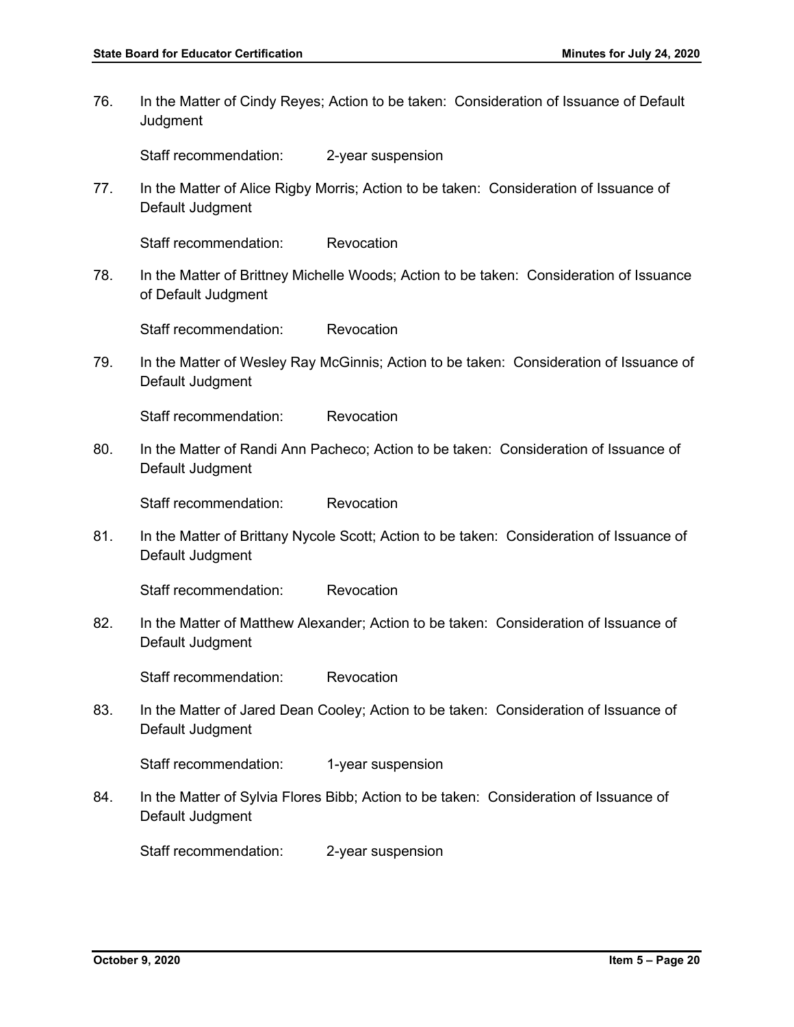76. In the Matter of Cindy Reyes; Action to be taken: Consideration of Issuance of Default Judgment

    Staff recommendation: 2-year suspension

77. In the Matter of Alice Rigby Morris; Action to be taken: Consideration of Issuance of Default Judgment

    Staff recommendation: Revocation

78. In the Matter of Brittney Michelle Woods; Action to be taken: Consideration of Issuance of Default Judgment

    Staff recommendation: Revocation

79. In the Matter of Wesley Ray McGinnis; Action to be taken: Consideration of Issuance of Default Judgment

    Staff recommendation: Revocation

80. In the Matter of Randi Ann Pacheco; Action to be taken: Consideration of Issuance of Default Judgment

    Staff recommendation: Revocation

81. In the Matter of Brittany Nycole Scott; Action to be taken: Consideration of Issuance of Default Judgment

    Staff recommendation: Revocation

82. In the Matter of Matthew Alexander; Action to be taken: Consideration of Issuance of Default Judgment

    Staff recommendation: Revocation

83. In the Matter of Jared Dean Cooley; Action to be taken: Consideration of Issuance of Default Judgment

    Staff recommendation: 1-year suspension

84. In the Matter of Sylvia Flores Bibb; Action to be taken: Consideration of Issuance of Default Judgment

    Staff recommendation: 2-year suspension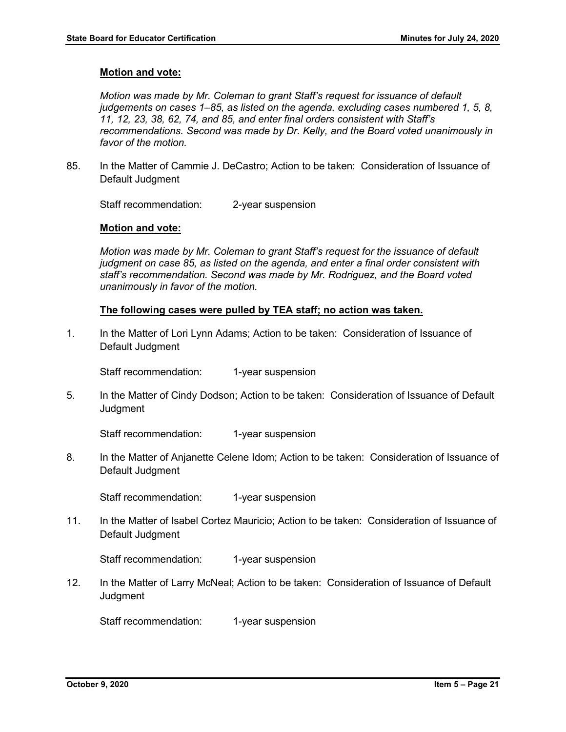**Motion and vote:**

*Motion was made by Mr. Coleman to grant Staff's request for issuance of default judgements on cases 1–85, as listed on the agenda, excluding cases numbered 1, 5, 8, 11, 12, 23, 38, 62, 74, and 85, and enter final orders consistent with Staff's recommendations. Second was made by Dr. Kelly, and the Board voted unanimously in favor of the motion.*

85. In the Matter of Cammie J. DeCastro; Action to be taken: Consideration of Issuance of Default Judgment

    Staff recommendation: 2-year suspension

**Motion and vote:**

*Motion was made by Mr. Coleman to grant Staff's request for the issuance of default judgment on case 85, as listed on the agenda, and enter a final order consistent with staff's recommendation. Second was made by Mr. Rodriguez, and the Board voted unanimously in favor of the motion.*

**The following cases were pulled by TEA staff; no action was taken.**

1. In the Matter of Lori Lynn Adams; Action to be taken: Consideration of Issuance of Default Judgment

    Staff recommendation: 1-year suspension

5. In the Matter of Cindy Dodson; Action to be taken: Consideration of Issuance of Default Judgment

    Staff recommendation: 1-year suspension

8. In the Matter of Anjanette Celene Idom; Action to be taken: Consideration of Issuance of Default Judgment

    Staff recommendation: 1-year suspension

11. In the Matter of Isabel Cortez Mauricio; Action to be taken: Consideration of Issuance of Default Judgment

    Staff recommendation: 1-year suspension

12. In the Matter of Larry McNeal; Action to be taken: Consideration of Issuance of Default Judgment

    Staff recommendation: 1-year suspension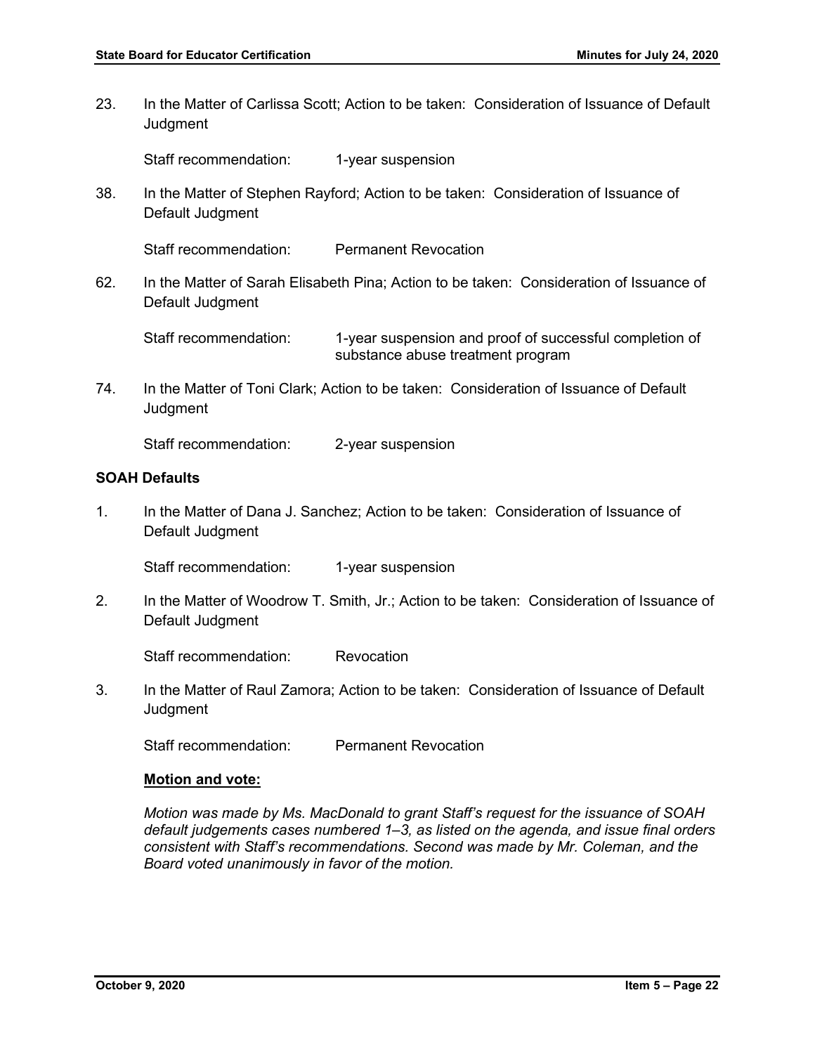23. In the Matter of Carlissa Scott; Action to be taken: Consideration of Issuance of Default Judgment

    Staff recommendation: 1-year suspension

38. In the Matter of Stephen Rayford; Action to be taken: Consideration of Issuance of Default Judgment

    Staff recommendation: Permanent Revocation

62. In the Matter of Sarah Elisabeth Pina; Action to be taken: Consideration of Issuance of Default Judgment

    Staff recommendation: 1-year suspension and proof of successful completion of substance abuse treatment program

74. In the Matter of Toni Clark; Action to be taken: Consideration of Issuance of Default Judgment

    Staff recommendation: 2-year suspension

**SOAH Defaults**

1. In the Matter of Dana J. Sanchez; Action to be taken: Consideration of Issuance of Default Judgment

   Staff recommendation: 1-year suspension

2. In the Matter of Woodrow T. Smith, Jr.; Action to be taken: Consideration of Issuance of Default Judgment

   Staff recommendation: Revocation

3. In the Matter of Raul Zamora; Action to be taken: Consideration of Issuance of Default Judgment

   Staff recommendation: Permanent Revocation

   **Motion and vote:**

   *Motion was made by Ms. MacDonald to grant Staff's request for the issuance of SOAH default judgements cases numbered 1–3, as listed on the agenda, and issue final orders consistent with Staff's recommendations. Second was made by Mr. Coleman, and the Board voted unanimously in favor of the motion.*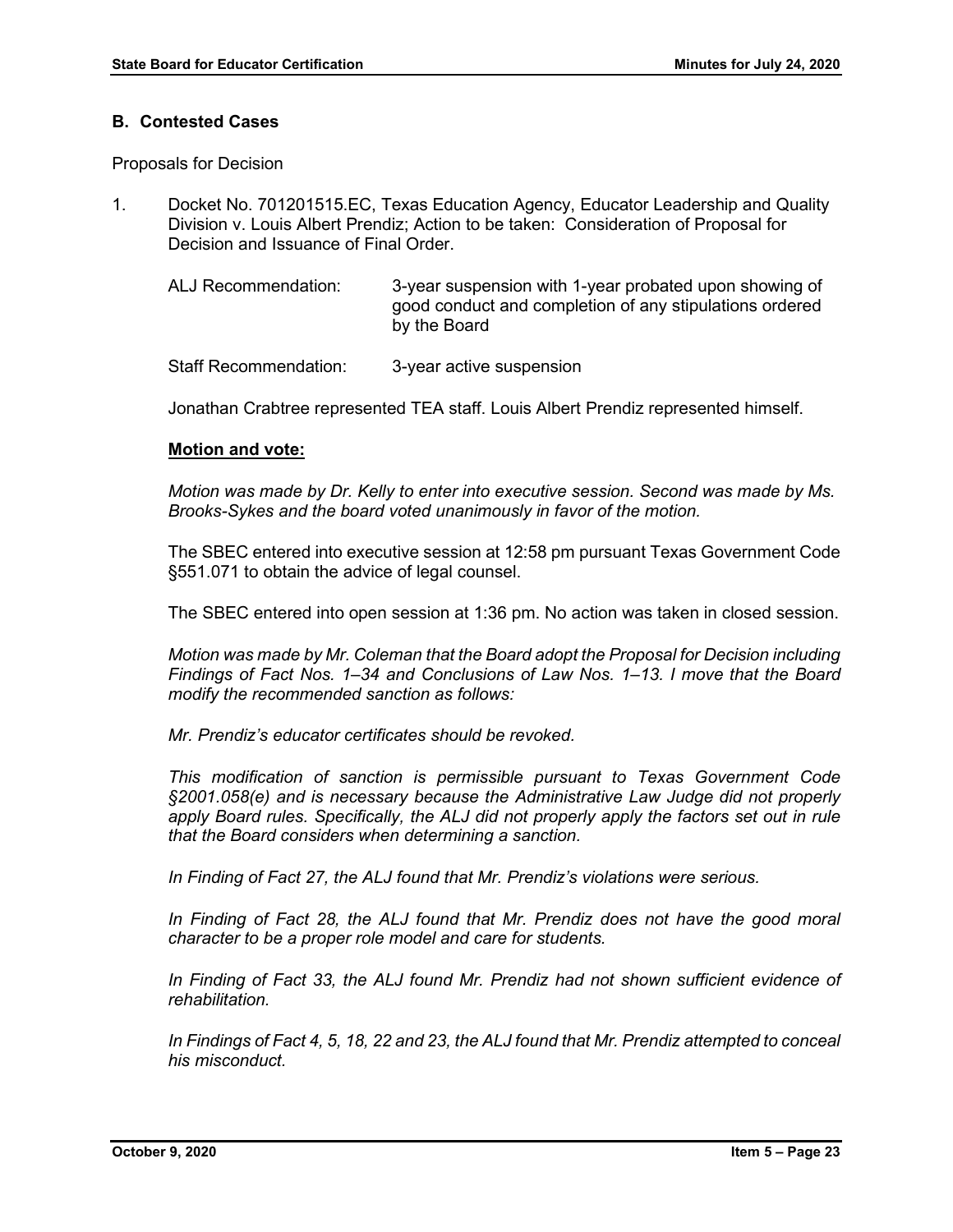### B. Contested Cases

Proposals for Decision

1. Docket No. 701201515.EC, Texas Education Agency, Educator Leadership and Quality Division v. Louis Albert Prendiz; Action to be taken: Consideration of Proposal for Decision and Issuance of Final Order.

   | | |
   |---|---|
   | ALJ Recommendation: | 3-year suspension with 1-year probated upon showing of good conduct and completion of any stipulations ordered by the Board |
   | Staff Recommendation: | 3-year active suspension |

   Jonathan Crabtree represented TEA staff. Louis Albert Prendiz represented himself.

   **Motion and vote:**

   *Motion was made by Dr. Kelly to enter into executive session. Second was made by Ms. Brooks-Sykes and the board voted unanimously in favor of the motion.*

   The SBEC entered into executive session at 12:58 pm pursuant Texas Government Code §551.071 to obtain the advice of legal counsel.

   The SBEC entered into open session at 1:36 pm. No action was taken in closed session.

   *Motion was made by Mr. Coleman that the Board adopt the Proposal for Decision including Findings of Fact Nos. 1–34 and Conclusions of Law Nos. 1–13. I move that the Board modify the recommended sanction as follows:*

   *Mr. Prendiz's educator certificates should be revoked.*

   *This modification of sanction is permissible pursuant to Texas Government Code §2001.058(e) and is necessary because the Administrative Law Judge did not properly apply Board rules. Specifically, the ALJ did not properly apply the factors set out in rule that the Board considers when determining a sanction.*

   *In Finding of Fact 27, the ALJ found that Mr. Prendiz's violations were serious.*

   *In Finding of Fact 28, the ALJ found that Mr. Prendiz does not have the good moral character to be a proper role model and care for students.*

   *In Finding of Fact 33, the ALJ found Mr. Prendiz had not shown sufficient evidence of rehabilitation.*

   *In Findings of Fact 4, 5, 18, 22 and 23, the ALJ found that Mr. Prendiz attempted to conceal his misconduct.*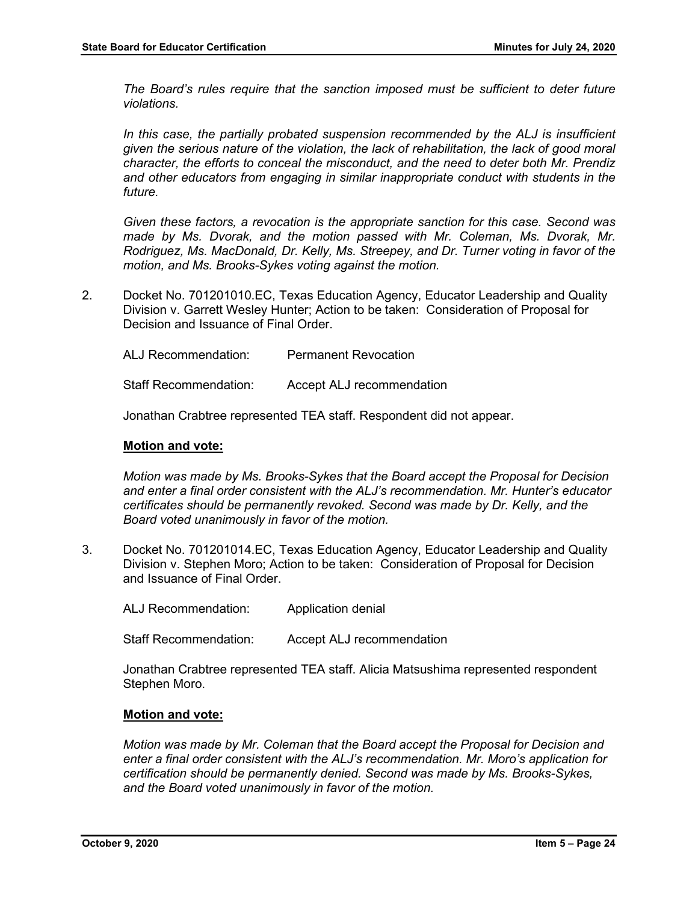*The Board's rules require that the sanction imposed must be sufficient to deter future violations.*

*In this case, the partially probated suspension recommended by the ALJ is insufficient given the serious nature of the violation, the lack of rehabilitation, the lack of good moral character, the efforts to conceal the misconduct, and the need to deter both Mr. Prendiz and other educators from engaging in similar inappropriate conduct with students in the future.*

*Given these factors, a revocation is the appropriate sanction for this case. Second was made by Ms. Dvorak, and the motion passed with Mr. Coleman, Ms. Dvorak, Mr. Rodriguez, Ms. MacDonald, Dr. Kelly, Ms. Streepey, and Dr. Turner voting in favor of the motion, and Ms. Brooks-Sykes voting against the motion.*

2. Docket No. 701201010.EC, Texas Education Agency, Educator Leadership and Quality Division v. Garrett Wesley Hunter; Action to be taken: Consideration of Proposal for Decision and Issuance of Final Order.

   ALJ Recommendation: Permanent Revocation

   Staff Recommendation: Accept ALJ recommendation

   Jonathan Crabtree represented TEA staff. Respondent did not appear.

   **Motion and vote:**

   *Motion was made by Ms. Brooks-Sykes that the Board accept the Proposal for Decision and enter a final order consistent with the ALJ's recommendation. Mr. Hunter's educator certificates should be permanently revoked. Second was made by Dr. Kelly, and the Board voted unanimously in favor of the motion.*

3. Docket No. 701201014.EC, Texas Education Agency, Educator Leadership and Quality Division v. Stephen Moro; Action to be taken: Consideration of Proposal for Decision and Issuance of Final Order.

   ALJ Recommendation: Application denial

   Staff Recommendation: Accept ALJ recommendation

   Jonathan Crabtree represented TEA staff. Alicia Matsushima represented respondent Stephen Moro.

   **Motion and vote:**

   *Motion was made by Mr. Coleman that the Board accept the Proposal for Decision and enter a final order consistent with the ALJ's recommendation. Mr. Moro's application for certification should be permanently denied. Second was made by Ms. Brooks-Sykes, and the Board voted unanimously in favor of the motion.*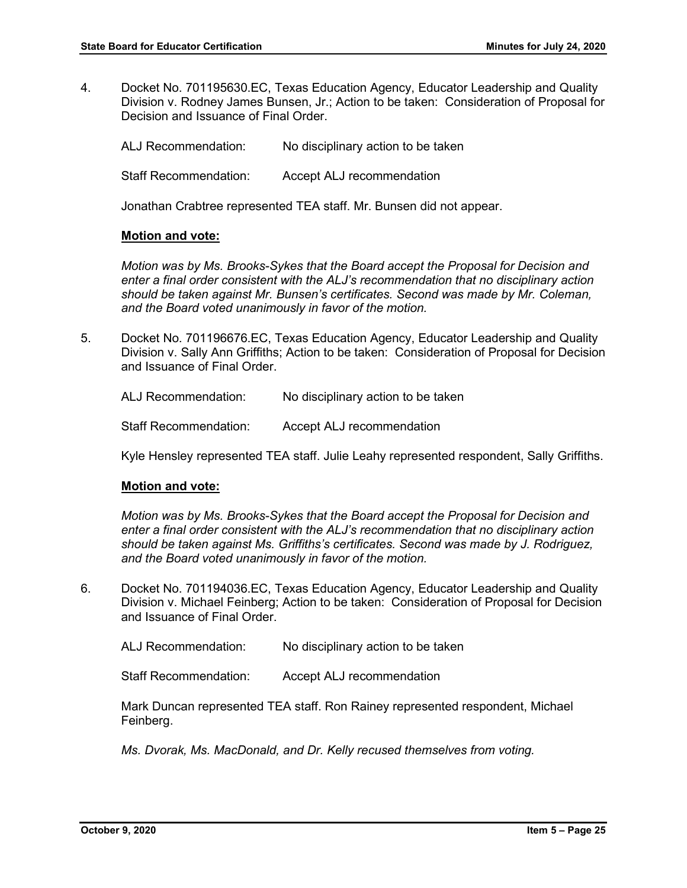4. Docket No. 701195630.EC, Texas Education Agency, Educator Leadership and Quality Division v. Rodney James Bunsen, Jr.; Action to be taken: Consideration of Proposal for Decision and Issuance of Final Order.

   ALJ Recommendation: No disciplinary action to be taken

   Staff Recommendation: Accept ALJ recommendation

   Jonathan Crabtree represented TEA staff. Mr. Bunsen did not appear.

   **Motion and vote:**

   *Motion was by Ms. Brooks-Sykes that the Board accept the Proposal for Decision and enter a final order consistent with the ALJ's recommendation that no disciplinary action should be taken against Mr. Bunsen's certificates. Second was made by Mr. Coleman, and the Board voted unanimously in favor of the motion.*

5. Docket No. 701196676.EC, Texas Education Agency, Educator Leadership and Quality Division v. Sally Ann Griffiths; Action to be taken: Consideration of Proposal for Decision and Issuance of Final Order.

   ALJ Recommendation: No disciplinary action to be taken

   Staff Recommendation: Accept ALJ recommendation

   Kyle Hensley represented TEA staff. Julie Leahy represented respondent, Sally Griffiths.

   **Motion and vote:**

   *Motion was by Ms. Brooks-Sykes that the Board accept the Proposal for Decision and enter a final order consistent with the ALJ's recommendation that no disciplinary action should be taken against Ms. Griffiths's certificates. Second was made by J. Rodriguez, and the Board voted unanimously in favor of the motion.*

6. Docket No. 701194036.EC, Texas Education Agency, Educator Leadership and Quality Division v. Michael Feinberg; Action to be taken: Consideration of Proposal for Decision and Issuance of Final Order.

   ALJ Recommendation: No disciplinary action to be taken

   Staff Recommendation: Accept ALJ recommendation

   Mark Duncan represented TEA staff. Ron Rainey represented respondent, Michael Feinberg.

   *Ms. Dvorak, Ms. MacDonald, and Dr. Kelly recused themselves from voting.*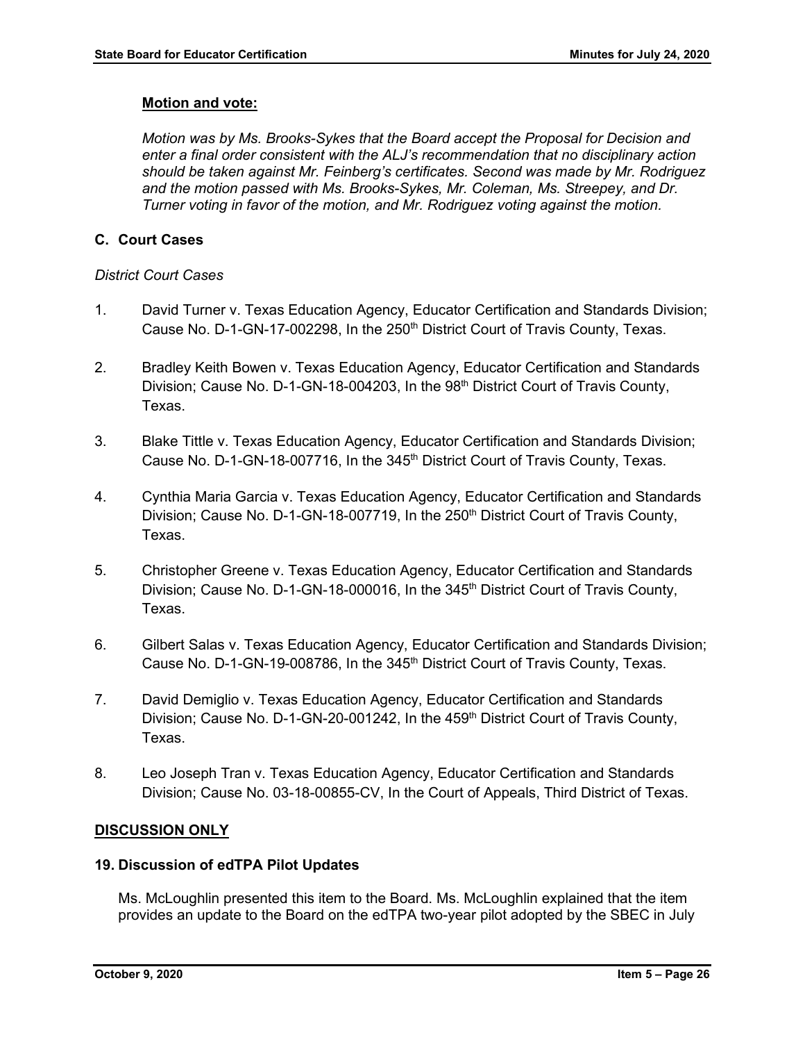**Motion and vote:**

*Motion was by Ms. Brooks-Sykes that the Board accept the Proposal for Decision and enter a final order consistent with the ALJ's recommendation that no disciplinary action should be taken against Mr. Feinberg's certificates. Second was made by Mr. Rodriguez and the motion passed with Ms. Brooks-Sykes, Mr. Coleman, Ms. Streepey, and Dr. Turner voting in favor of the motion, and Mr. Rodriguez voting against the motion.*

### C. Court Cases

*District Court Cases*

1. David Turner v. Texas Education Agency, Educator Certification and Standards Division; Cause No. D-1-GN-17-002298, In the 250th District Court of Travis County, Texas.

2. Bradley Keith Bowen v. Texas Education Agency, Educator Certification and Standards Division; Cause No. D-1-GN-18-004203, In the 98th District Court of Travis County, Texas.

3. Blake Tittle v. Texas Education Agency, Educator Certification and Standards Division; Cause No. D-1-GN-18-007716, In the 345th District Court of Travis County, Texas.

4. Cynthia Maria Garcia v. Texas Education Agency, Educator Certification and Standards Division; Cause No. D-1-GN-18-007719, In the 250th District Court of Travis County, Texas.

5. Christopher Greene v. Texas Education Agency, Educator Certification and Standards Division; Cause No. D-1-GN-18-000016, In the 345th District Court of Travis County, Texas.

6. Gilbert Salas v. Texas Education Agency, Educator Certification and Standards Division; Cause No. D-1-GN-19-008786, In the 345th District Court of Travis County, Texas.

7. David Demiglio v. Texas Education Agency, Educator Certification and Standards Division; Cause No. D-1-GN-20-001242, In the 459th District Court of Travis County, Texas.

8. Leo Joseph Tran v. Texas Education Agency, Educator Certification and Standards Division; Cause No. 03-18-00855-CV, In the Court of Appeals, Third District of Texas.

## DISCUSSION ONLY

### 19. Discussion of edTPA Pilot Updates

Ms. McLoughlin presented this item to the Board. Ms. McLoughlin explained that the item provides an update to the Board on the edTPA two-year pilot adopted by the SBEC in July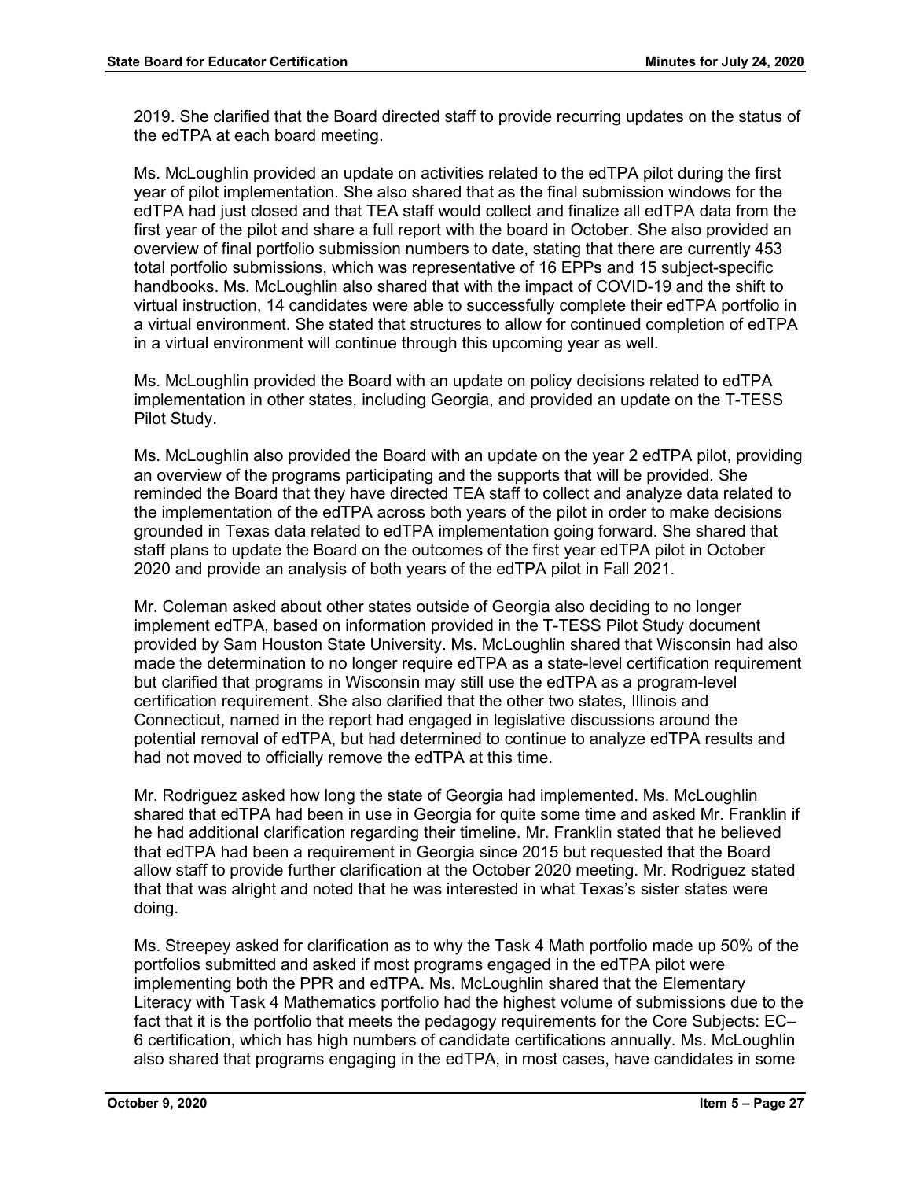2019. She clarified that the Board directed staff to provide recurring updates on the status of the edTPA at each board meeting.

Ms. McLoughlin provided an update on activities related to the edTPA pilot during the first year of pilot implementation. She also shared that as the final submission windows for the edTPA had just closed and that TEA staff would collect and finalize all edTPA data from the first year of the pilot and share a full report with the board in October. She also provided an overview of final portfolio submission numbers to date, stating that there are currently 453 total portfolio submissions, which was representative of 16 EPPs and 15 subject-specific handbooks. Ms. McLoughlin also shared that with the impact of COVID-19 and the shift to virtual instruction, 14 candidates were able to successfully complete their edTPA portfolio in a virtual environment. She stated that structures to allow for continued completion of edTPA in a virtual environment will continue through this upcoming year as well.

Ms. McLoughlin provided the Board with an update on policy decisions related to edTPA implementation in other states, including Georgia, and provided an update on the T-TESS Pilot Study.

Ms. McLoughlin also provided the Board with an update on the year 2 edTPA pilot, providing an overview of the programs participating and the supports that will be provided. She reminded the Board that they have directed TEA staff to collect and analyze data related to the implementation of the edTPA across both years of the pilot in order to make decisions grounded in Texas data related to edTPA implementation going forward. She shared that staff plans to update the Board on the outcomes of the first year edTPA pilot in October 2020 and provide an analysis of both years of the edTPA pilot in Fall 2021.

Mr. Coleman asked about other states outside of Georgia also deciding to no longer implement edTPA, based on information provided in the T-TESS Pilot Study document provided by Sam Houston State University. Ms. McLoughlin shared that Wisconsin had also made the determination to no longer require edTPA as a state-level certification requirement but clarified that programs in Wisconsin may still use the edTPA as a program-level certification requirement. She also clarified that the other two states, Illinois and Connecticut, named in the report had engaged in legislative discussions around the potential removal of edTPA, but had determined to continue to analyze edTPA results and had not moved to officially remove the edTPA at this time.

Mr. Rodriguez asked how long the state of Georgia had implemented. Ms. McLoughlin shared that edTPA had been in use in Georgia for quite some time and asked Mr. Franklin if he had additional clarification regarding their timeline. Mr. Franklin stated that he believed that edTPA had been a requirement in Georgia since 2015 but requested that the Board allow staff to provide further clarification at the October 2020 meeting. Mr. Rodriguez stated that that was alright and noted that he was interested in what Texas's sister states were doing.

Ms. Streepey asked for clarification as to why the Task 4 Math portfolio made up 50% of the portfolios submitted and asked if most programs engaged in the edTPA pilot were implementing both the PPR and edTPA. Ms. McLoughlin shared that the Elementary Literacy with Task 4 Mathematics portfolio had the highest volume of submissions due to the fact that it is the portfolio that meets the pedagogy requirements for the Core Subjects: EC–6 certification, which has high numbers of candidate certifications annually. Ms. McLoughlin also shared that programs engaging in the edTPA, in most cases, have candidates in some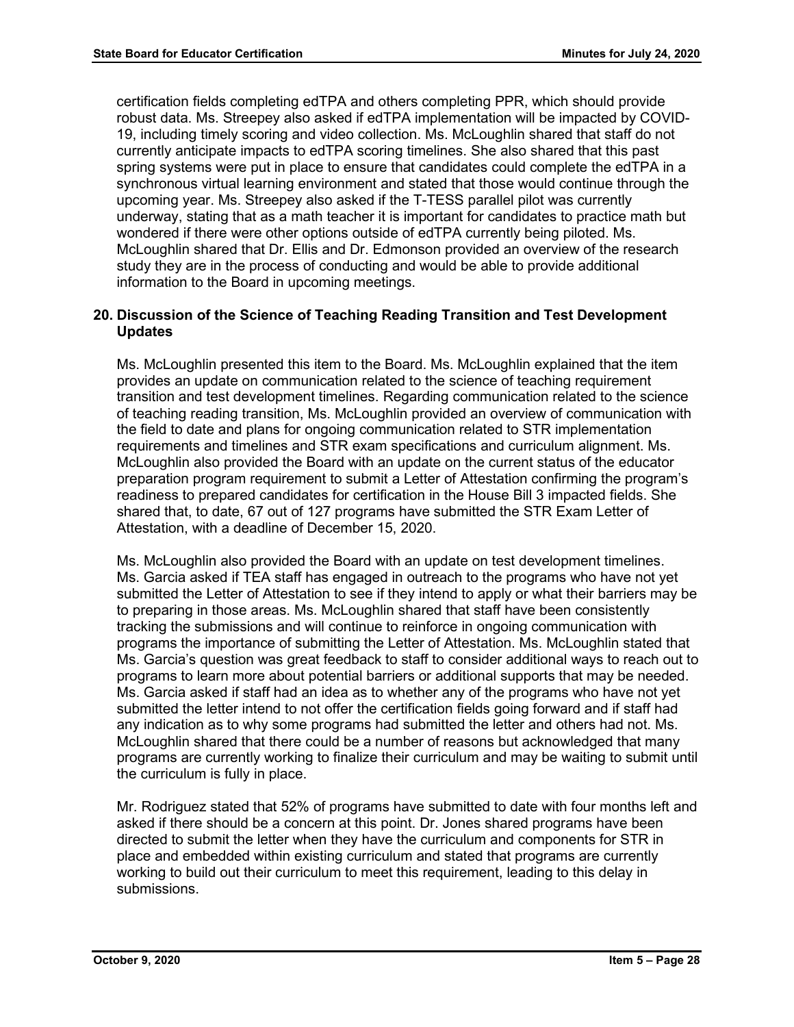certification fields completing edTPA and others completing PPR, which should provide robust data. Ms. Streepey also asked if edTPA implementation will be impacted by COVID-19, including timely scoring and video collection. Ms. McLoughlin shared that staff do not currently anticipate impacts to edTPA scoring timelines. She also shared that this past spring systems were put in place to ensure that candidates could complete the edTPA in a synchronous virtual learning environment and stated that those would continue through the upcoming year. Ms. Streepey also asked if the T-TESS parallel pilot was currently underway, stating that as a math teacher it is important for candidates to practice math but wondered if there were other options outside of edTPA currently being piloted. Ms. McLoughlin shared that Dr. Ellis and Dr. Edmonson provided an overview of the research study they are in the process of conducting and would be able to provide additional information to the Board in upcoming meetings.

### 20. Discussion of the Science of Teaching Reading Transition and Test Development Updates

Ms. McLoughlin presented this item to the Board. Ms. McLoughlin explained that the item provides an update on communication related to the science of teaching requirement transition and test development timelines. Regarding communication related to the science of teaching reading transition, Ms. McLoughlin provided an overview of communication with the field to date and plans for ongoing communication related to STR implementation requirements and timelines and STR exam specifications and curriculum alignment. Ms. McLoughlin also provided the Board with an update on the current status of the educator preparation program requirement to submit a Letter of Attestation confirming the program's readiness to prepared candidates for certification in the House Bill 3 impacted fields. She shared that, to date, 67 out of 127 programs have submitted the STR Exam Letter of Attestation, with a deadline of December 15, 2020.

Ms. McLoughlin also provided the Board with an update on test development timelines. Ms. Garcia asked if TEA staff has engaged in outreach to the programs who have not yet submitted the Letter of Attestation to see if they intend to apply or what their barriers may be to preparing in those areas. Ms. McLoughlin shared that staff have been consistently tracking the submissions and will continue to reinforce in ongoing communication with programs the importance of submitting the Letter of Attestation. Ms. McLoughlin stated that Ms. Garcia's question was great feedback to staff to consider additional ways to reach out to programs to learn more about potential barriers or additional supports that may be needed. Ms. Garcia asked if staff had an idea as to whether any of the programs who have not yet submitted the letter intend to not offer the certification fields going forward and if staff had any indication as to why some programs had submitted the letter and others had not. Ms. McLoughlin shared that there could be a number of reasons but acknowledged that many programs are currently working to finalize their curriculum and may be waiting to submit until the curriculum is fully in place.

Mr. Rodriguez stated that 52% of programs have submitted to date with four months left and asked if there should be a concern at this point. Dr. Jones shared programs have been directed to submit the letter when they have the curriculum and components for STR in place and embedded within existing curriculum and stated that programs are currently working to build out their curriculum to meet this requirement, leading to this delay in submissions.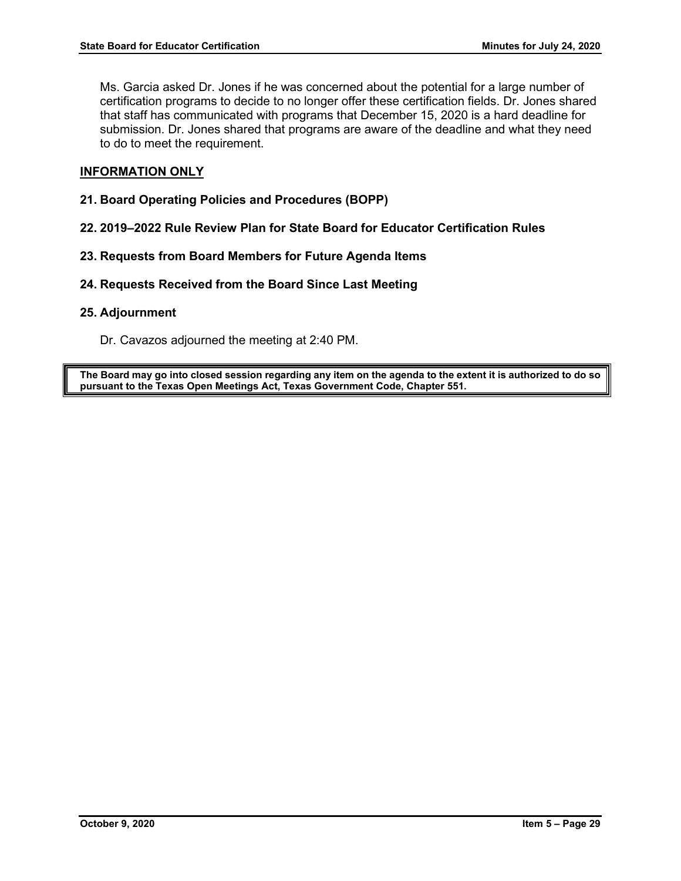Ms. Garcia asked Dr. Jones if he was concerned about the potential for a large number of certification programs to decide to no longer offer these certification fields. Dr. Jones shared that staff has communicated with programs that December 15, 2020 is a hard deadline for submission. Dr. Jones shared that programs are aware of the deadline and what they need to do to meet the requirement.

## INFORMATION ONLY

### 21. Board Operating Policies and Procedures (BOPP)

### 22. 2019–2022 Rule Review Plan for State Board for Educator Certification Rules

### 23. Requests from Board Members for Future Agenda Items

### 24. Requests Received from the Board Since Last Meeting

### 25. Adjournment

Dr. Cavazos adjourned the meeting at 2:40 PM.

**The Board may go into closed session regarding any item on the agenda to the extent it is authorized to do so pursuant to the Texas Open Meetings Act, Texas Government Code, Chapter 551.**